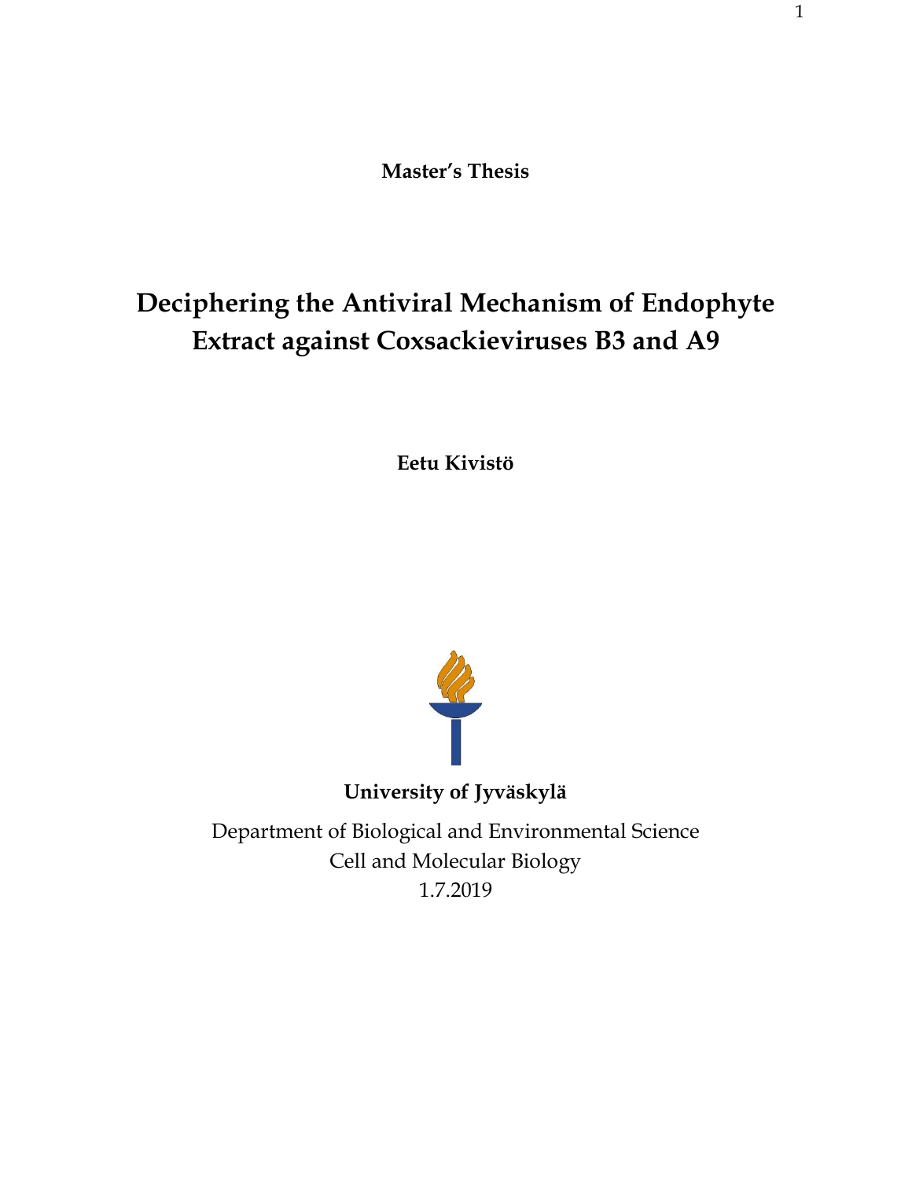**Master's Thesis**

# Deciphering the Antiviral Mechanism of Endophyte Extract against Coxsackieviruses B3 and A9

**Eetu Kivistö**

**University of Jyväskylä**

Department of Biological and Environmental Science
Cell and Molecular Biology
1.7.2019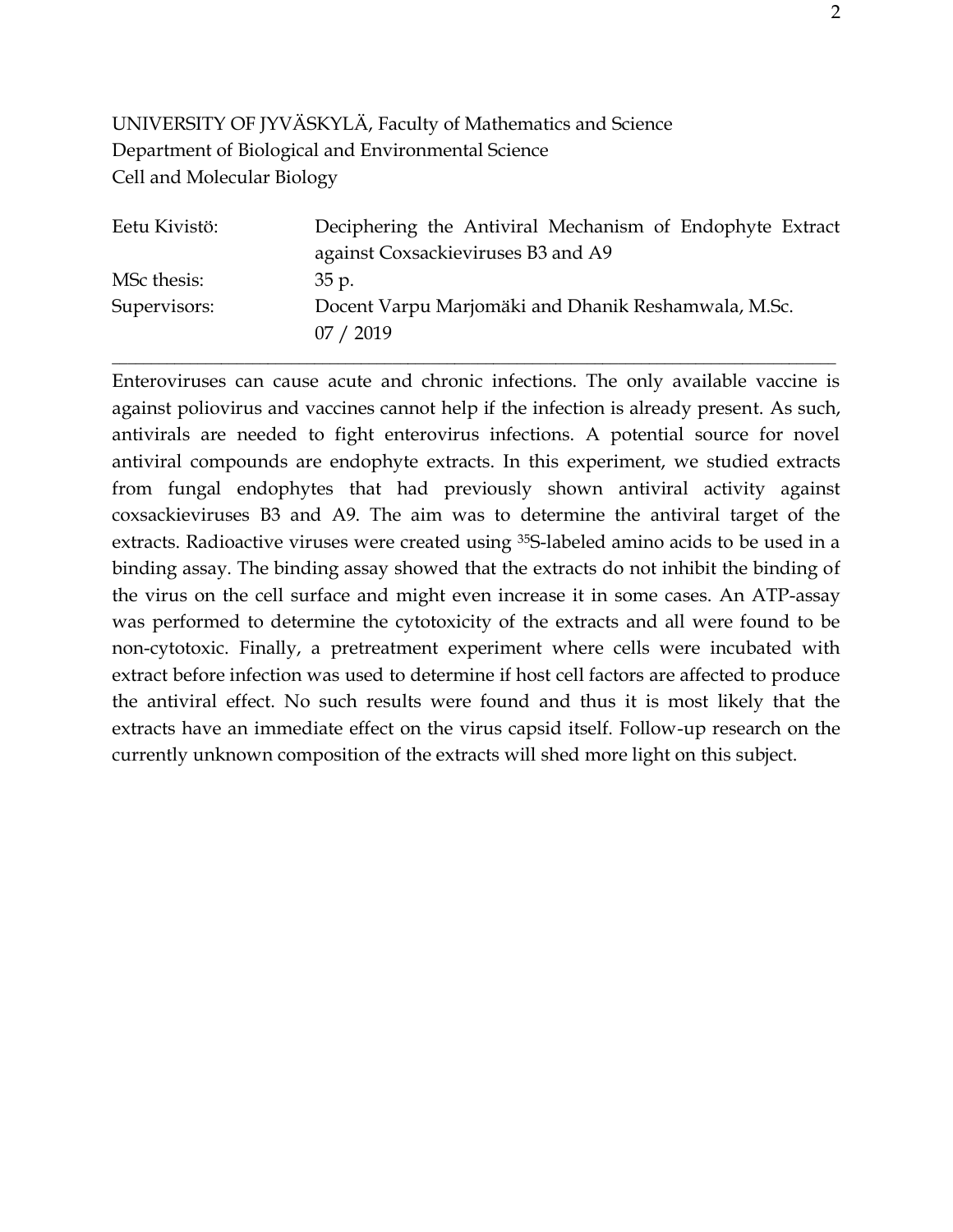UNIVERSITY OF JYVÄSKYLÄ, Faculty of Mathematics and Science
Department of Biological and Environmental Science
Cell and Molecular Biology

| | |
|---|---|
| Eetu Kivistö: | Deciphering the Antiviral Mechanism of Endophyte Extract against Coxsackieviruses B3 and A9 |
| MSc thesis: | 35 p. |
| Supervisors: | Docent Varpu Marjomäki and Dhanik Reshamwala, M.Sc. |
| | 07 / 2019 |

---

Enteroviruses can cause acute and chronic infections. The only available vaccine is against poliovirus and vaccines cannot help if the infection is already present. As such, antivirals are needed to fight enterovirus infections. A potential source for novel antiviral compounds are endophyte extracts. In this experiment, we studied extracts from fungal endophytes that had previously shown antiviral activity against coxsackieviruses B3 and A9. The aim was to determine the antiviral target of the extracts. Radioactive viruses were created using $^{35}S$-labeled amino acids to be used in a binding assay. The binding assay showed that the extracts do not inhibit the binding of the virus on the cell surface and might even increase it in some cases. An ATP-assay was performed to determine the cytotoxicity of the extracts and all were found to be non-cytotoxic. Finally, a pretreatment experiment where cells were incubated with extract before infection was used to determine if host cell factors are affected to produce the antiviral effect. No such results were found and thus it is most likely that the extracts have an immediate effect on the virus capsid itself. Follow-up research on the currently unknown composition of the extracts will shed more light on this subject.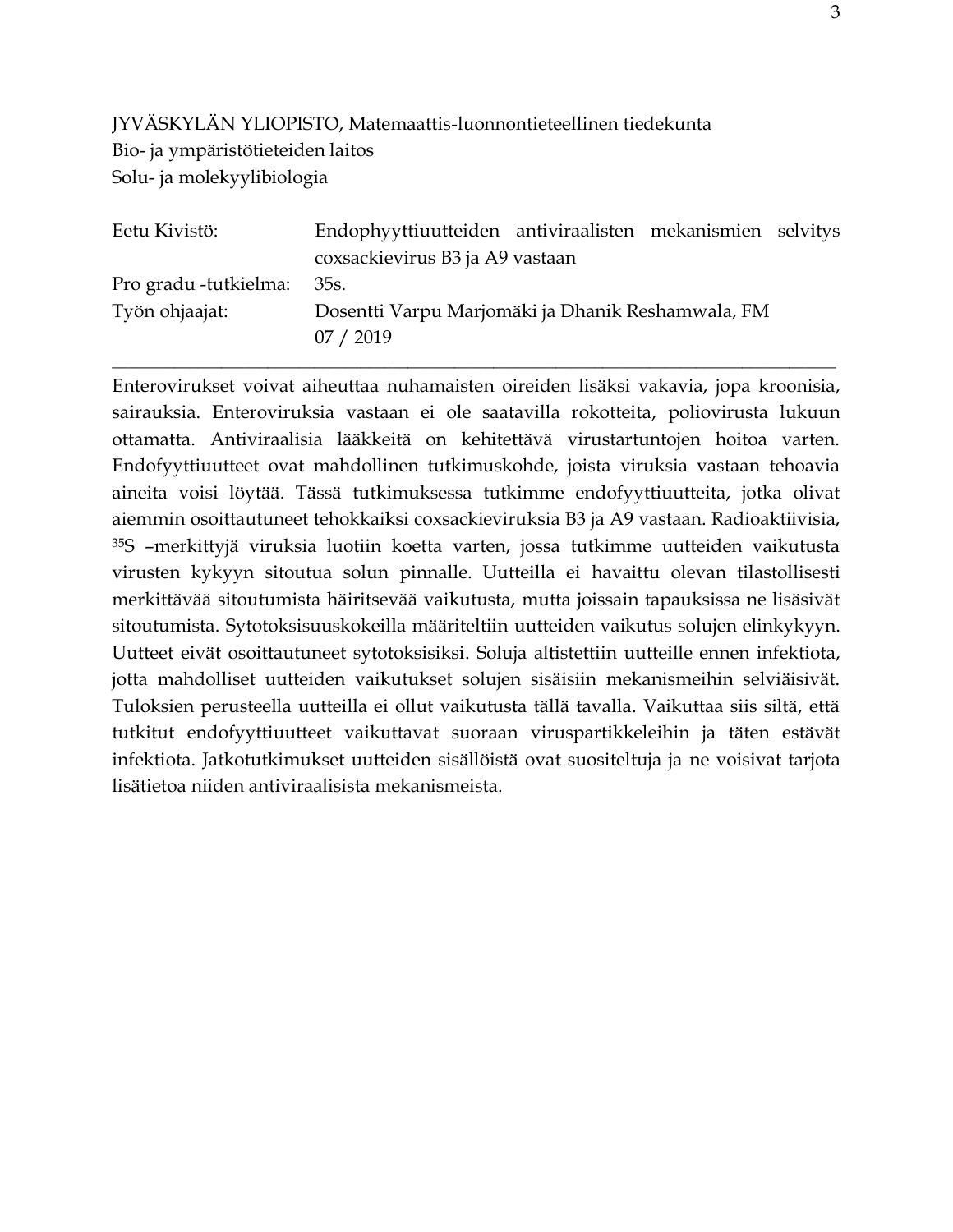JYVÄSKYLÄN YLIOPISTO, Matemaattis-luonnontieteellinen tiedekunta
Bio- ja ympäristötieteiden laitos
Solu- ja molekyylibiologia

| | |
|---|---|
| Eetu Kivistö: | Endophyyttiuutteiden antiviraalisten mekanismien selvitys coxsackievirus B3 ja A9 vastaan |
| Pro gradu -tutkielma: | 35s. |
| Työn ohjaajat: | Dosentti Varpu Marjomäki ja Dhanik Reshamwala, FM |
| | 07 / 2019 |

---

Enterovirukset voivat aiheuttaa nuhamaisten oireiden lisäksi vakavia, jopa kroonisia, sairauksia. Enteroviruksia vastaan ei ole saatavilla rokotteita, poliovirusta lukuun ottamatta. Antiviraalisia lääkkeitä on kehitettävä virustartuntojen hoitoa varten. Endofyyttiuutteet ovat mahdollinen tutkimuskohde, joista viruksia vastaan tehoavia aineita voisi löytää. Tässä tutkimuksessa tutkimme endofyyttiuutteita, jotka olivat aiemmin osoittautuneet tehokkaiksi coxsackieviruksia B3 ja A9 vastaan. Radioaktiivisia, $^{35}S$ –merkittyjä viruksia luotiin koetta varten, jossa tutkimme uutteiden vaikutusta virusten kykyyn sitoutua solun pinnalle. Uutteilla ei havaittu olevan tilastollisesti merkittävää sitoutumista häiritsevää vaikutusta, mutta joissain tapauksissa ne lisäsivät sitoutumista. Sytotoksisuuskokeilla määriteltiin uutteiden vaikutus solujen elinkykyyn. Uutteet eivät osoittautuneet sytotoksisiksi. Soluja altistettiin uutteille ennen infektiota, jotta mahdolliset uutteiden vaikutukset solujen sisäisiin mekanismeihin selviäisivät. Tuloksien perusteella uutteilla ei ollut vaikutusta tällä tavalla. Vaikuttaa siis siltä, että tutkitut endofyyttiuutteet vaikuttavat suoraan viruspartikkeleihin ja täten estävät infektiota. Jatkotutkimukset uutteiden sisällöistä ovat suositeltuja ja ne voisivat tarjota lisätietoa niiden antiviraalisista mekanismeista.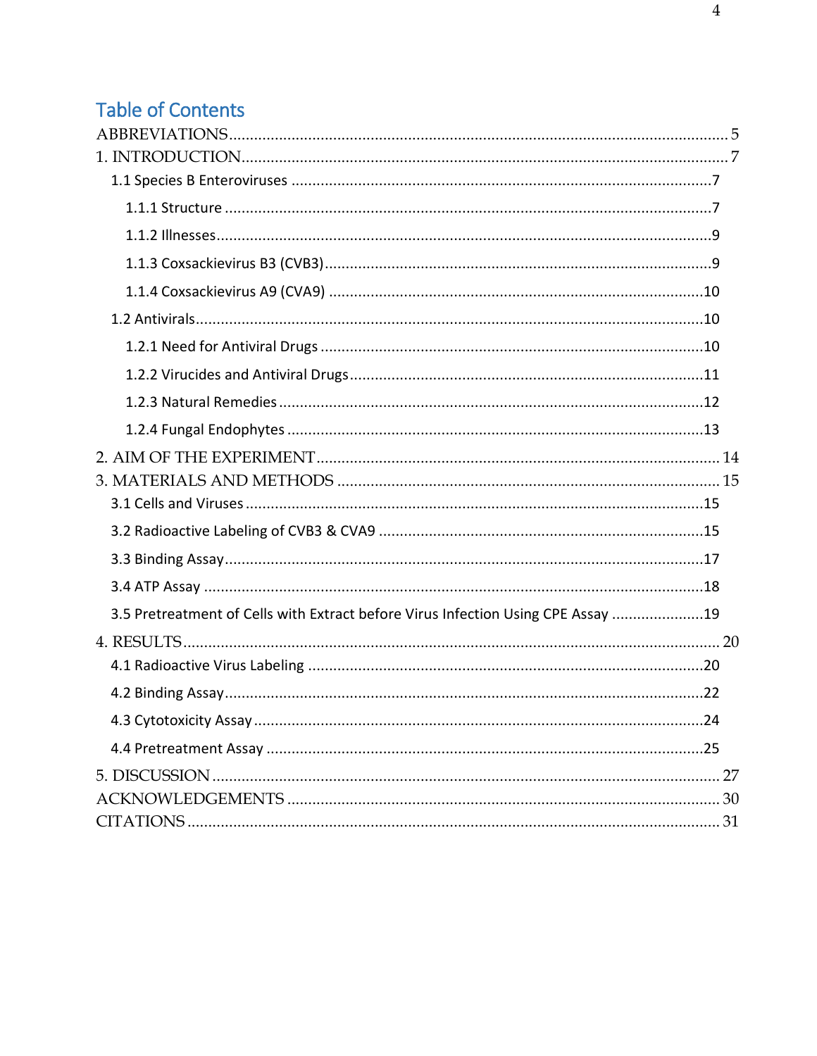## Table of Contents

ABBREVIATIONS ..... 5

1. INTRODUCTION ..... 7
   - 1.1 Species B Enteroviruses ..... 7
     - 1.1.1 Structure ..... 7
     - 1.1.2 Illnesses ..... 9
     - 1.1.3 Coxsackievirus B3 (CVB3) ..... 9
     - 1.1.4 Coxsackievirus A9 (CVA9) ..... 10
   - 1.2 Antivirals ..... 10
     - 1.2.1 Need for Antiviral Drugs ..... 10
     - 1.2.2 Virucides and Antiviral Drugs ..... 11
     - 1.2.3 Natural Remedies ..... 12
     - 1.2.4 Fungal Endophytes ..... 13
2. AIM OF THE EXPERIMENT ..... 14
3. MATERIALS AND METHODS ..... 15
   - 3.1 Cells and Viruses ..... 15
   - 3.2 Radioactive Labeling of CVB3 & CVA9 ..... 15
   - 3.3 Binding Assay ..... 17
   - 3.4 ATP Assay ..... 18
   - 3.5 Pretreatment of Cells with Extract before Virus Infection Using CPE Assay ..... 19
4. RESULTS ..... 20
   - 4.1 Radioactive Virus Labeling ..... 20
   - 4.2 Binding Assay ..... 22
   - 4.3 Cytotoxicity Assay ..... 24
   - 4.4 Pretreatment Assay ..... 25
5. DISCUSSION ..... 27

ACKNOWLEDGEMENTS ..... 30

CITATIONS ..... 31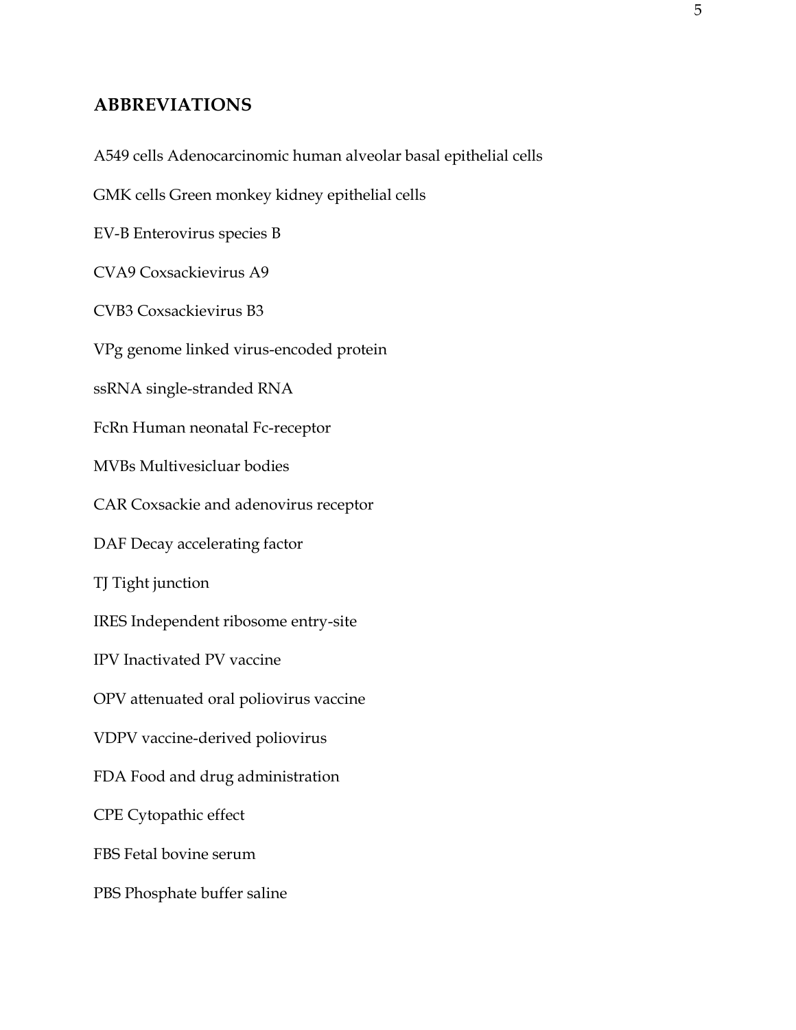## ABBREVIATIONS

A549 cells Adenocarcinomic human alveolar basal epithelial cells

GMK cells Green monkey kidney epithelial cells

EV-B Enterovirus species B

CVA9 Coxsackievirus A9

CVB3 Coxsackievirus B3

VPg genome linked virus-encoded protein

ssRNA single-stranded RNA

FcRn Human neonatal Fc-receptor

MVBs Multivesicluar bodies

CAR Coxsackie and adenovirus receptor

DAF Decay accelerating factor

TJ Tight junction

IRES Independent ribosome entry-site

IPV Inactivated PV vaccine

OPV attenuated oral poliovirus vaccine

VDPV vaccine-derived poliovirus

FDA Food and drug administration

CPE Cytopathic effect

FBS Fetal bovine serum

PBS Phosphate buffer saline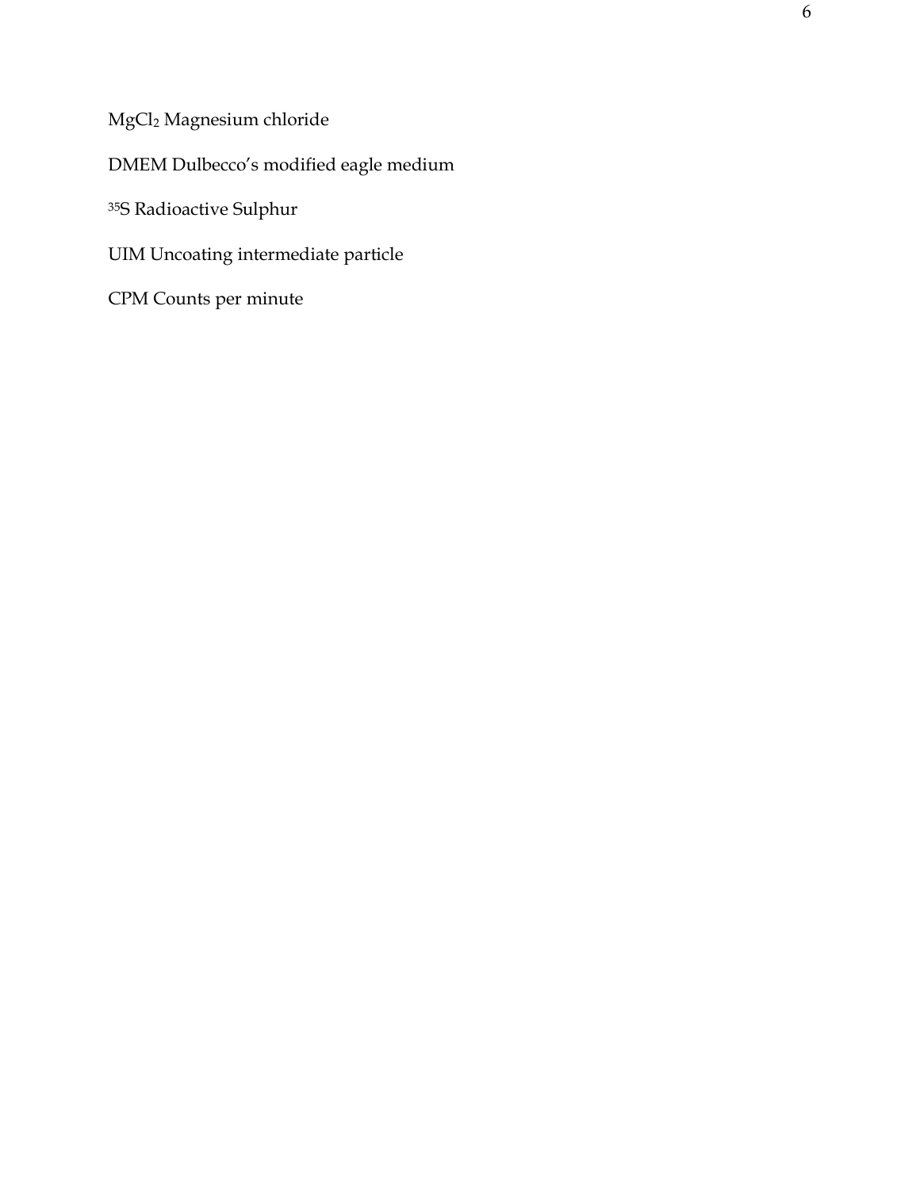$MgCl_2$ Magnesium chloride

DMEM Dulbecco's modified eagle medium

$^{35}S$ Radioactive Sulphur

UIM Uncoating intermediate particle

CPM Counts per minute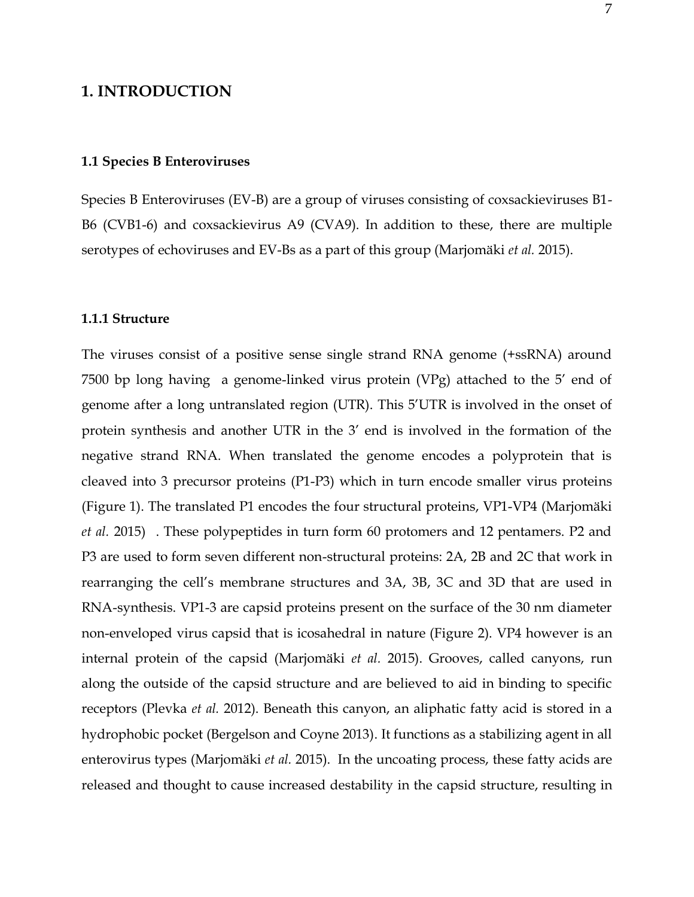# 1. INTRODUCTION

## 1.1 Species B Enteroviruses

Species B Enteroviruses (EV-B) are a group of viruses consisting of coxsackieviruses B1-B6 (CVB1-6) and coxsackievirus A9 (CVA9). In addition to these, there are multiple serotypes of echoviruses and EV-Bs as a part of this group (Marjomäki *et al.* 2015).

### 1.1.1 Structure

The viruses consist of a positive sense single strand RNA genome (+ssRNA) around 7500 bp long having a genome-linked virus protein (VPg) attached to the 5′ end of genome after a long untranslated region (UTR). This 5′UTR is involved in the onset of protein synthesis and another UTR in the 3′ end is involved in the formation of the negative strand RNA. When translated the genome encodes a polyprotein that is cleaved into 3 precursor proteins (P1-P3) which in turn encode smaller virus proteins (Figure 1). The translated P1 encodes the four structural proteins, VP1-VP4 (Marjomäki *et al.* 2015) . These polypeptides in turn form 60 protomers and 12 pentamers. P2 and P3 are used to form seven different non-structural proteins: 2A, 2B and 2C that work in rearranging the cell's membrane structures and 3A, 3B, 3C and 3D that are used in RNA-synthesis. VP1-3 are capsid proteins present on the surface of the 30 nm diameter non-enveloped virus capsid that is icosahedral in nature (Figure 2). VP4 however is an internal protein of the capsid (Marjomäki *et al.* 2015). Grooves, called canyons, run along the outside of the capsid structure and are believed to aid in binding to specific receptors (Plevka *et al.* 2012). Beneath this canyon, an aliphatic fatty acid is stored in a hydrophobic pocket (Bergelson and Coyne 2013). It functions as a stabilizing agent in all enterovirus types (Marjomäki *et al.* 2015). In the uncoating process, these fatty acids are released and thought to cause increased destability in the capsid structure, resulting in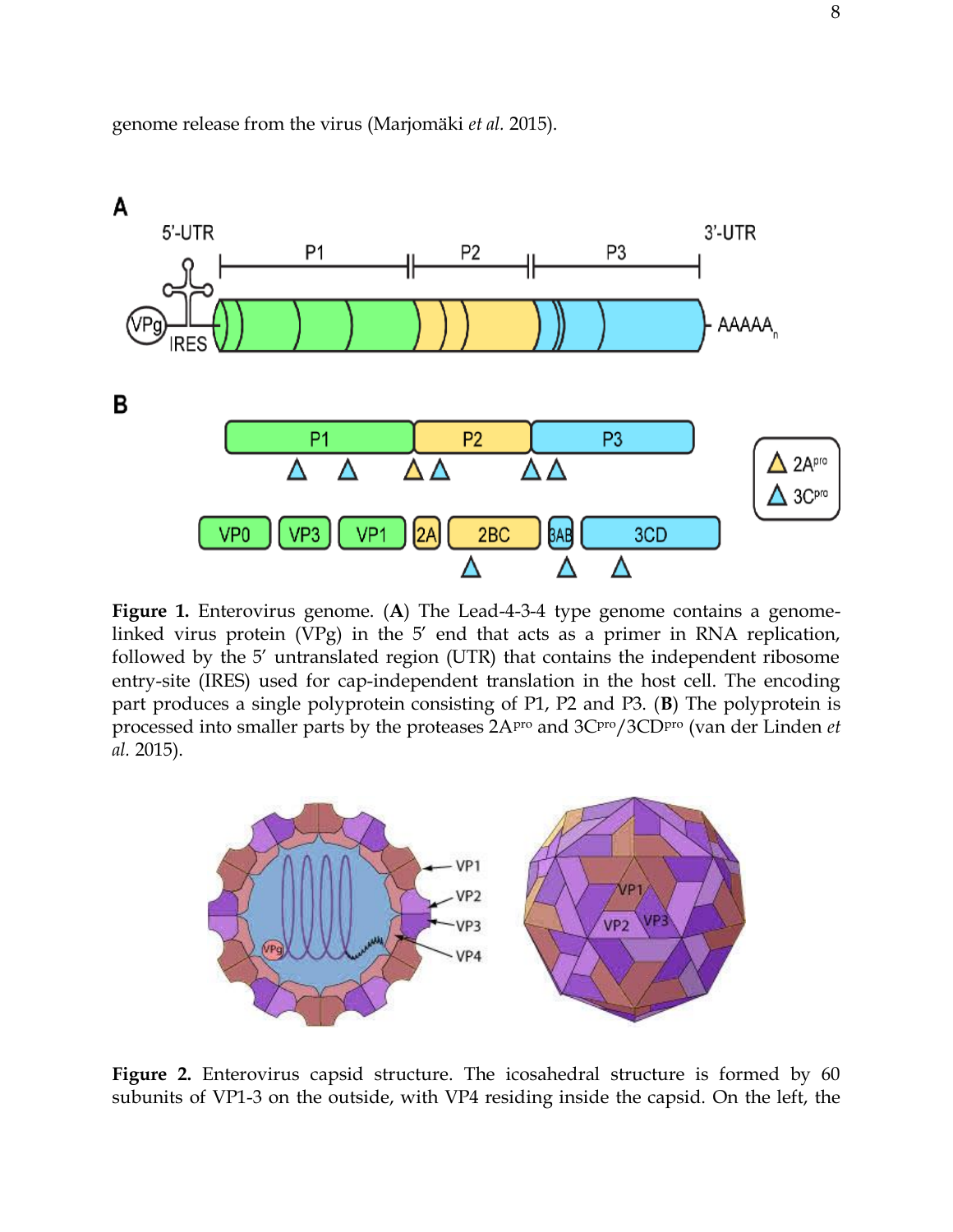genome release from the virus (Marjomäki *et al.* 2015).

**Figure 1.** Enterovirus genome. (**A**) The Lead-4-3-4 type genome contains a genome-linked virus protein (VPg) in the 5′ end that acts as a primer in RNA replication, followed by the 5′ untranslated region (UTR) that contains the independent ribosome entry-site (IRES) used for cap-independent translation in the host cell. The encoding part produces a single polyprotein consisting of P1, P2 and P3. (**B**) The polyprotein is processed into smaller parts by the proteases 2A$^{pro}$ and 3C$^{pro}$/3CD$^{pro}$ (van der Linden *et al.* 2015).

**Figure 2.** Enterovirus capsid structure. The icosahedral structure is formed by 60 subunits of VP1-3 on the outside, with VP4 residing inside the capsid. On the left, the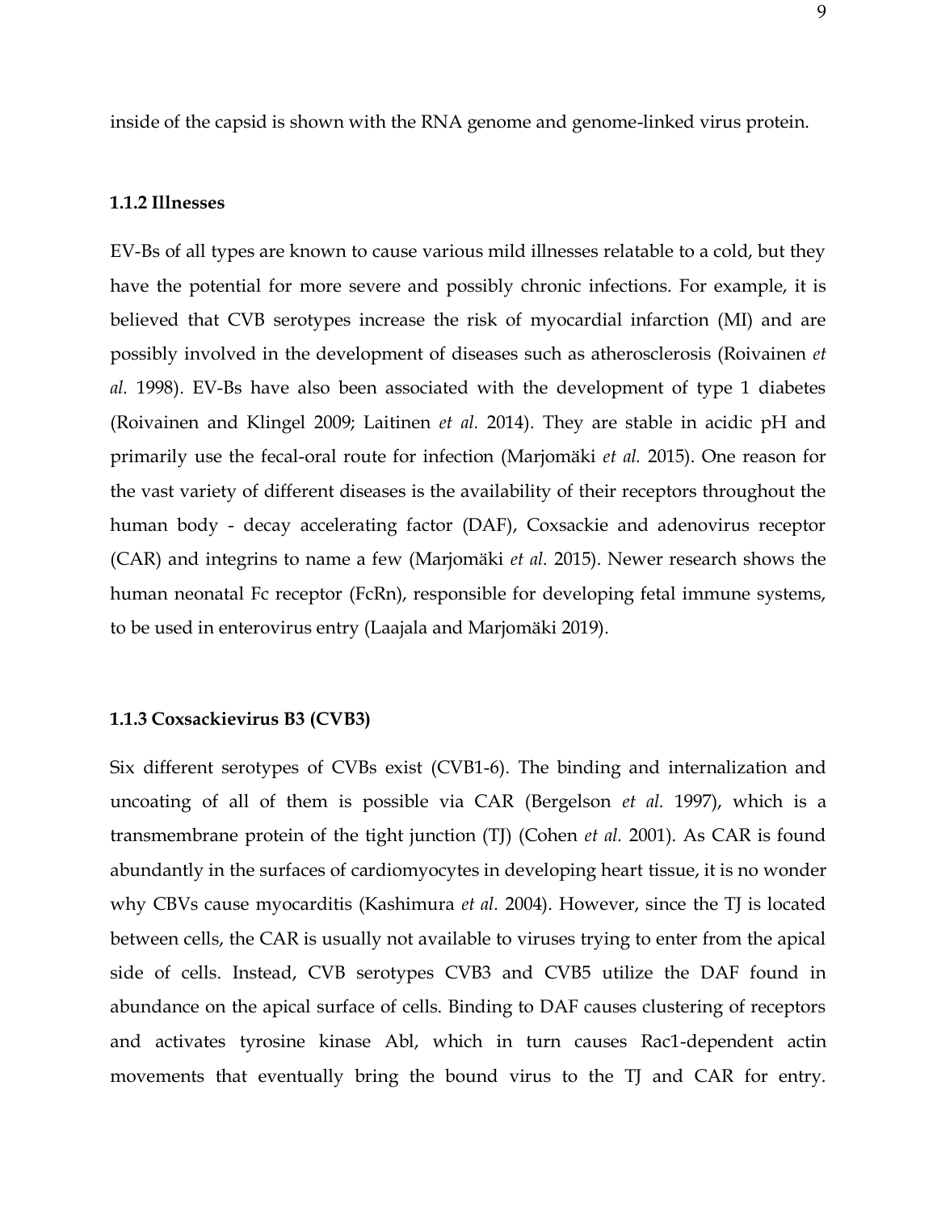inside of the capsid is shown with the RNA genome and genome-linked virus protein.

### 1.1.2 Illnesses

EV-Bs of all types are known to cause various mild illnesses relatable to a cold, but they have the potential for more severe and possibly chronic infections. For example, it is believed that CVB serotypes increase the risk of myocardial infarction (MI) and are possibly involved in the development of diseases such as atherosclerosis (Roivainen *et al.* 1998). EV-Bs have also been associated with the development of type 1 diabetes (Roivainen and Klingel 2009; Laitinen *et al.* 2014). They are stable in acidic pH and primarily use the fecal-oral route for infection (Marjomäki *et al.* 2015). One reason for the vast variety of different diseases is the availability of their receptors throughout the human body - decay accelerating factor (DAF), Coxsackie and adenovirus receptor (CAR) and integrins to name a few (Marjomäki *et al.* 2015). Newer research shows the human neonatal Fc receptor (FcRn), responsible for developing fetal immune systems, to be used in enterovirus entry (Laajala and Marjomäki 2019).

### 1.1.3 Coxsackievirus B3 (CVB3)

Six different serotypes of CVBs exist (CVB1-6). The binding and internalization and uncoating of all of them is possible via CAR (Bergelson *et al.* 1997), which is a transmembrane protein of the tight junction (TJ) (Cohen *et al.* 2001). As CAR is found abundantly in the surfaces of cardiomyocytes in developing heart tissue, it is no wonder why CBVs cause myocarditis (Kashimura *et al.* 2004). However, since the TJ is located between cells, the CAR is usually not available to viruses trying to enter from the apical side of cells. Instead, CVB serotypes CVB3 and CVB5 utilize the DAF found in abundance on the apical surface of cells. Binding to DAF causes clustering of receptors and activates tyrosine kinase Abl, which in turn causes Rac1-dependent actin movements that eventually bring the bound virus to the TJ and CAR for entry.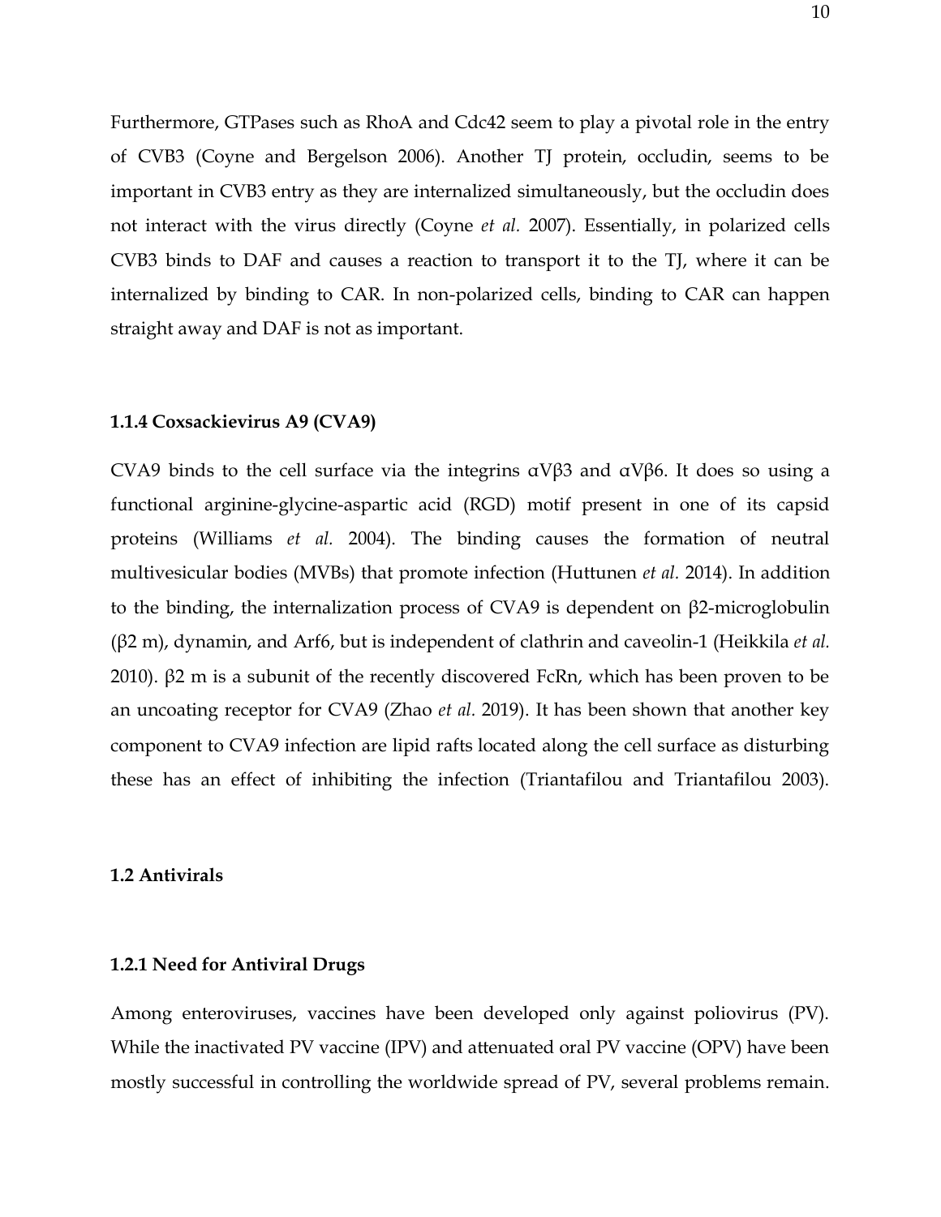Furthermore, GTPases such as RhoA and Cdc42 seem to play a pivotal role in the entry of CVB3 (Coyne and Bergelson 2006). Another TJ protein, occludin, seems to be important in CVB3 entry as they are internalized simultaneously, but the occludin does not interact with the virus directly (Coyne *et al.* 2007). Essentially, in polarized cells CVB3 binds to DAF and causes a reaction to transport it to the TJ, where it can be internalized by binding to CAR. In non-polarized cells, binding to CAR can happen straight away and DAF is not as important.

### 1.1.4 Coxsackievirus A9 (CVA9)

CVA9 binds to the cell surface via the integrins αVβ3 and αVβ6. It does so using a functional arginine-glycine-aspartic acid (RGD) motif present in one of its capsid proteins (Williams *et al.* 2004). The binding causes the formation of neutral multivesicular bodies (MVBs) that promote infection (Huttunen *et al.* 2014). In addition to the binding, the internalization process of CVA9 is dependent on β2-microglobulin (β2 m), dynamin, and Arf6, but is independent of clathrin and caveolin-1 (Heikkila *et al.* 2010). β2 m is a subunit of the recently discovered FcRn, which has been proven to be an uncoating receptor for CVA9 (Zhao *et al.* 2019). It has been shown that another key component to CVA9 infection are lipid rafts located along the cell surface as disturbing these has an effect of inhibiting the infection (Triantafilou and Triantafilou 2003).

## 1.2 Antivirals

### 1.2.1 Need for Antiviral Drugs

Among enteroviruses, vaccines have been developed only against poliovirus (PV). While the inactivated PV vaccine (IPV) and attenuated oral PV vaccine (OPV) have been mostly successful in controlling the worldwide spread of PV, several problems remain.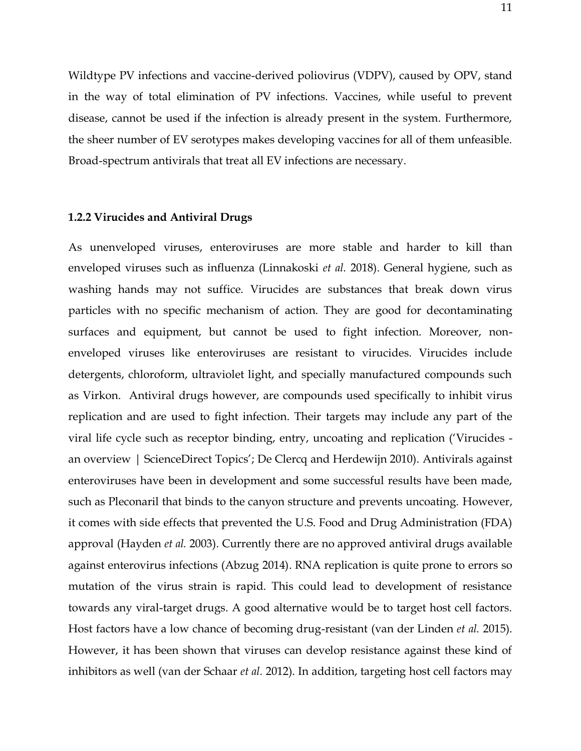Wildtype PV infections and vaccine-derived poliovirus (VDPV), caused by OPV, stand in the way of total elimination of PV infections. Vaccines, while useful to prevent disease, cannot be used if the infection is already present in the system. Furthermore, the sheer number of EV serotypes makes developing vaccines for all of them unfeasible. Broad-spectrum antivirals that treat all EV infections are necessary.

### 1.2.2 Virucides and Antiviral Drugs

As unenveloped viruses, enteroviruses are more stable and harder to kill than enveloped viruses such as influenza (Linnakoski *et al.* 2018). General hygiene, such as washing hands may not suffice. Virucides are substances that break down virus particles with no specific mechanism of action. They are good for decontaminating surfaces and equipment, but cannot be used to fight infection. Moreover, non-enveloped viruses like enteroviruses are resistant to virucides. Virucides include detergents, chloroform, ultraviolet light, and specially manufactured compounds such as Virkon. Antiviral drugs however, are compounds used specifically to inhibit virus replication and are used to fight infection. Their targets may include any part of the viral life cycle such as receptor binding, entry, uncoating and replication ('Virucides - an overview | ScienceDirect Topics'; De Clercq and Herdewijn 2010). Antivirals against enteroviruses have been in development and some successful results have been made, such as Pleconaril that binds to the canyon structure and prevents uncoating. However, it comes with side effects that prevented the U.S. Food and Drug Administration (FDA) approval (Hayden *et al.* 2003). Currently there are no approved antiviral drugs available against enterovirus infections (Abzug 2014). RNA replication is quite prone to errors so mutation of the virus strain is rapid. This could lead to development of resistance towards any viral-target drugs. A good alternative would be to target host cell factors. Host factors have a low chance of becoming drug-resistant (van der Linden *et al.* 2015). However, it has been shown that viruses can develop resistance against these kind of inhibitors as well (van der Schaar *et al.* 2012). In addition, targeting host cell factors may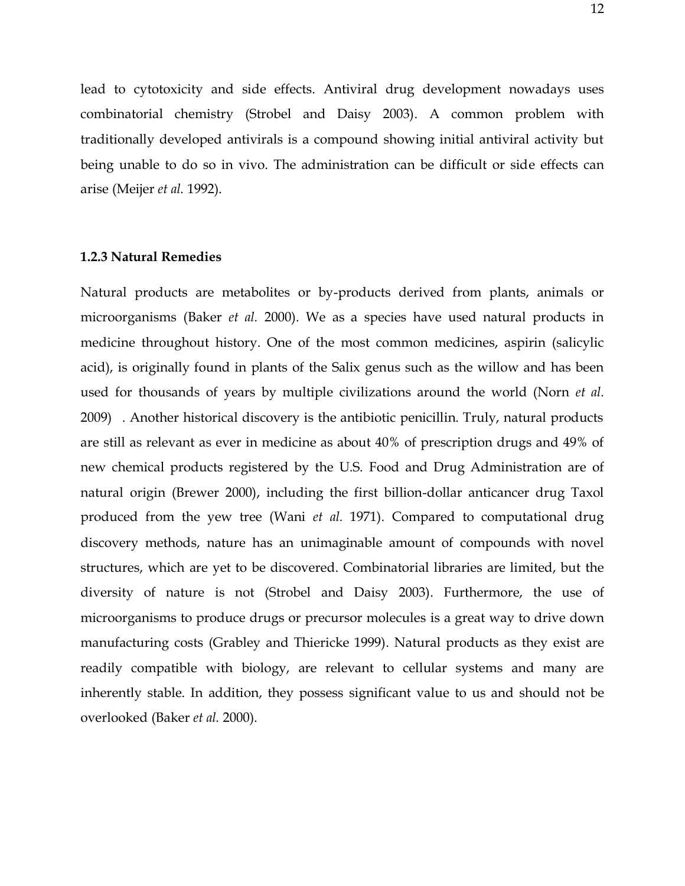lead to cytotoxicity and side effects. Antiviral drug development nowadays uses combinatorial chemistry (Strobel and Daisy 2003). A common problem with traditionally developed antivirals is a compound showing initial antiviral activity but being unable to do so in vivo. The administration can be difficult or side effects can arise (Meijer *et al.* 1992).

### 1.2.3 Natural Remedies

Natural products are metabolites or by-products derived from plants, animals or microorganisms (Baker *et al.* 2000). We as a species have used natural products in medicine throughout history. One of the most common medicines, aspirin (salicylic acid), is originally found in plants of the Salix genus such as the willow and has been used for thousands of years by multiple civilizations around the world (Norn *et al.* 2009) . Another historical discovery is the antibiotic penicillin. Truly, natural products are still as relevant as ever in medicine as about 40% of prescription drugs and 49% of new chemical products registered by the U.S. Food and Drug Administration are of natural origin (Brewer 2000), including the first billion-dollar anticancer drug Taxol produced from the yew tree (Wani *et al.* 1971). Compared to computational drug discovery methods, nature has an unimaginable amount of compounds with novel structures, which are yet to be discovered. Combinatorial libraries are limited, but the diversity of nature is not (Strobel and Daisy 2003). Furthermore, the use of microorganisms to produce drugs or precursor molecules is a great way to drive down manufacturing costs (Grabley and Thiericke 1999). Natural products as they exist are readily compatible with biology, are relevant to cellular systems and many are inherently stable. In addition, they possess significant value to us and should not be overlooked (Baker *et al.* 2000).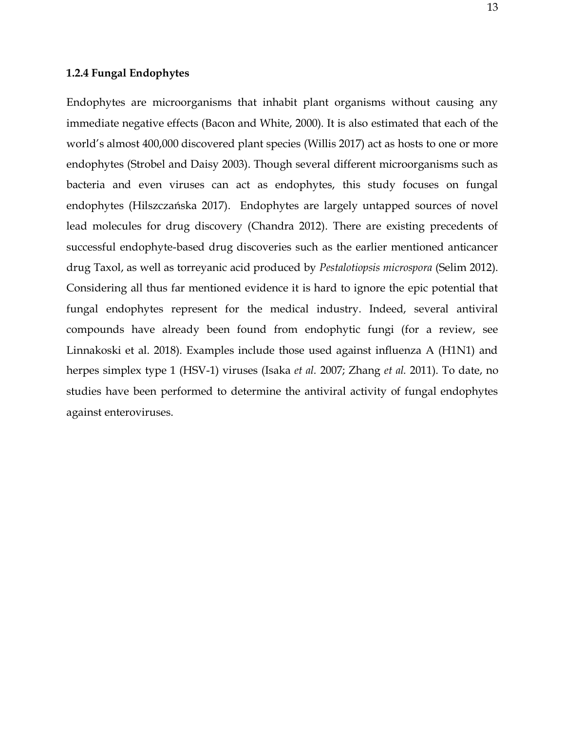### 1.2.4 Fungal Endophytes

Endophytes are microorganisms that inhabit plant organisms without causing any immediate negative effects (Bacon and White, 2000). It is also estimated that each of the world's almost 400,000 discovered plant species (Willis 2017) act as hosts to one or more endophytes (Strobel and Daisy 2003). Though several different microorganisms such as bacteria and even viruses can act as endophytes, this study focuses on fungal endophytes (Hilszczańska 2017). Endophytes are largely untapped sources of novel lead molecules for drug discovery (Chandra 2012). There are existing precedents of successful endophyte-based drug discoveries such as the earlier mentioned anticancer drug Taxol, as well as torreyanic acid produced by *Pestalotiopsis microspora* (Selim 2012). Considering all thus far mentioned evidence it is hard to ignore the epic potential that fungal endophytes represent for the medical industry. Indeed, several antiviral compounds have already been found from endophytic fungi (for a review, see Linnakoski et al. 2018). Examples include those used against influenza A (H1N1) and herpes simplex type 1 (HSV-1) viruses (Isaka *et al.* 2007; Zhang *et al.* 2011). To date, no studies have been performed to determine the antiviral activity of fungal endophytes against enteroviruses.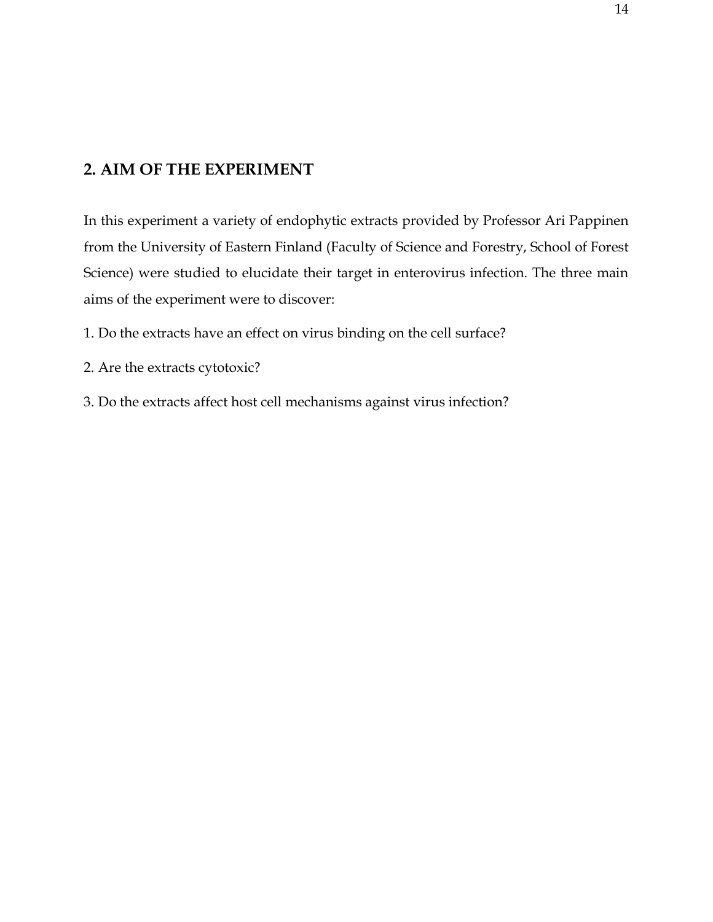## 2. AIM OF THE EXPERIMENT

In this experiment a variety of endophytic extracts provided by Professor Ari Pappinen from the University of Eastern Finland (Faculty of Science and Forestry, School of Forest Science) were studied to elucidate their target in enterovirus infection. The three main aims of the experiment were to discover:

1. Do the extracts have an effect on virus binding on the cell surface?

2. Are the extracts cytotoxic?

3. Do the extracts affect host cell mechanisms against virus infection?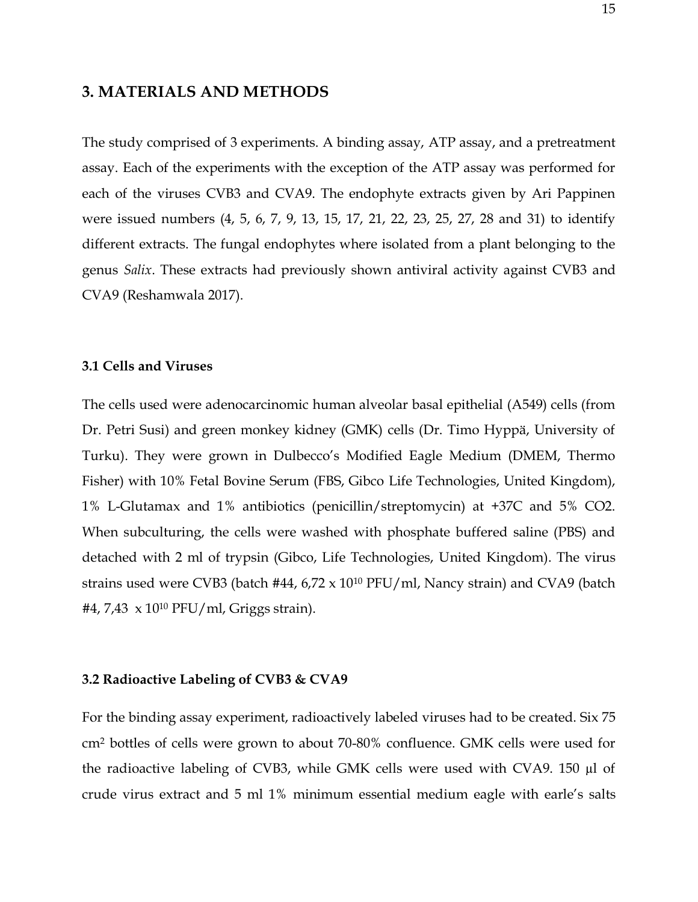## 3. MATERIALS AND METHODS

The study comprised of 3 experiments. A binding assay, ATP assay, and a pretreatment assay. Each of the experiments with the exception of the ATP assay was performed for each of the viruses CVB3 and CVA9. The endophyte extracts given by Ari Pappinen were issued numbers (4, 5, 6, 7, 9, 13, 15, 17, 21, 22, 23, 25, 27, 28 and 31) to identify different extracts. The fungal endophytes where isolated from a plant belonging to the genus *Salix*. These extracts had previously shown antiviral activity against CVB3 and CVA9 (Reshamwala 2017).

### 3.1 Cells and Viruses

The cells used were adenocarcinomic human alveolar basal epithelial (A549) cells (from Dr. Petri Susi) and green monkey kidney (GMK) cells (Dr. Timo Hyppä, University of Turku). They were grown in Dulbecco's Modified Eagle Medium (DMEM, Thermo Fisher) with 10% Fetal Bovine Serum (FBS, Gibco Life Technologies, United Kingdom), 1% L-Glutamax and 1% antibiotics (penicillin/streptomycin) at +37C and 5% $CO_2$. When subculturing, the cells were washed with phosphate buffered saline (PBS) and detached with 2 ml of trypsin (Gibco, Life Technologies, United Kingdom). The virus strains used were CVB3 (batch #44, 6,72 x $10^{10}$ PFU/ml, Nancy strain) and CVA9 (batch #4, 7,43 x $10^{10}$ PFU/ml, Griggs strain).

### 3.2 Radioactive Labeling of CVB3 & CVA9

For the binding assay experiment, radioactively labeled viruses had to be created. Six 75 $cm^2$ bottles of cells were grown to about 70-80% confluence. GMK cells were used for the radioactive labeling of CVB3, while GMK cells were used with CVA9. 150 µl of crude virus extract and 5 ml 1% minimum essential medium eagle with earle's salts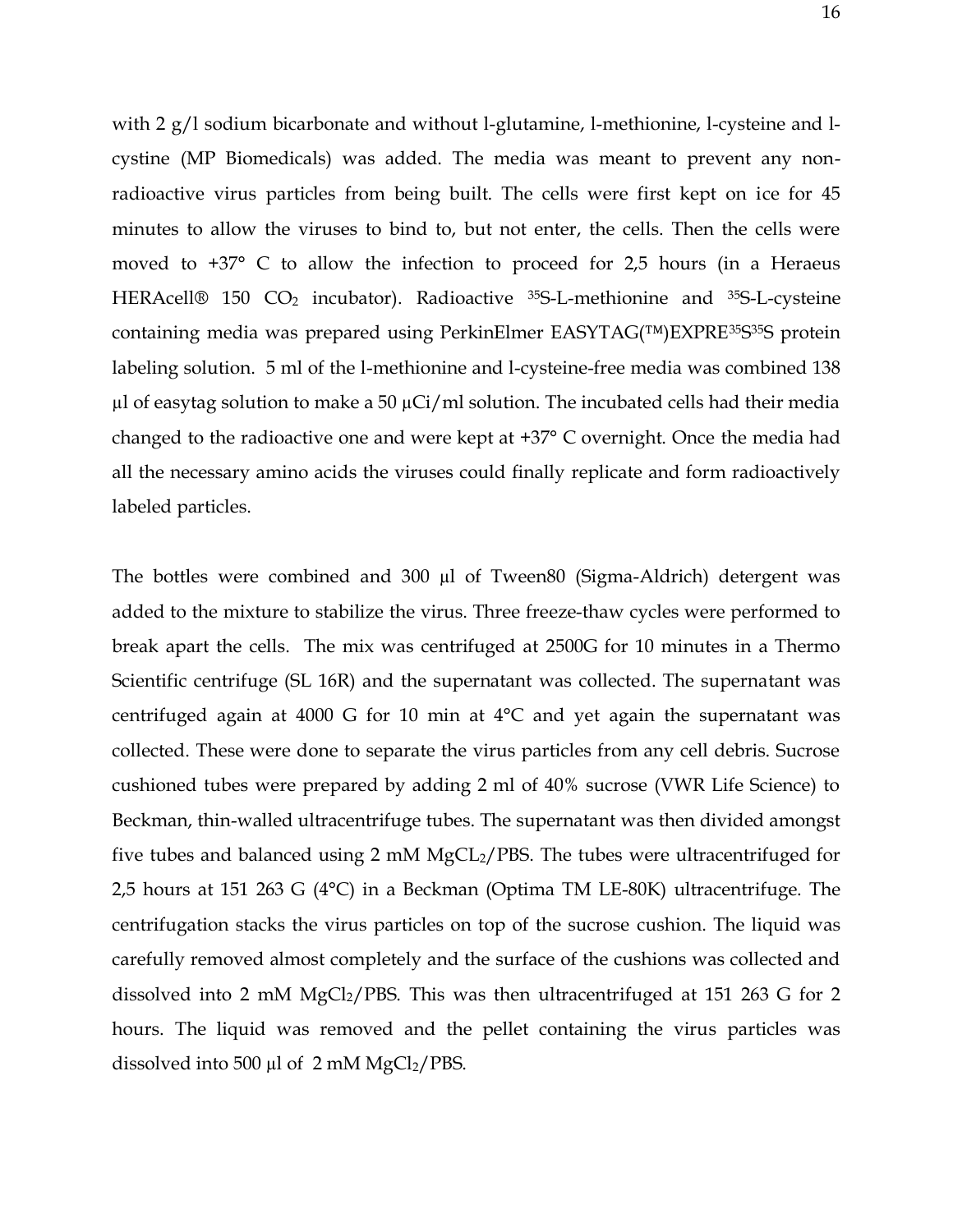with 2 g/l sodium bicarbonate and without l-glutamine, l-methionine, l-cysteine and l-cystine (MP Biomedicals) was added. The media was meant to prevent any non-radioactive virus particles from being built. The cells were first kept on ice for 45 minutes to allow the viruses to bind to, but not enter, the cells. Then the cells were moved to +37° C to allow the infection to proceed for 2,5 hours (in a Heraeus HERAcell® 150 $CO_2$ incubator). Radioactive $^{35}$S-L-methionine and $^{35}$S-L-cysteine containing media was prepared using PerkinElmer EASYTAG(™)EXPRE$^{35}$S$^{35}$S protein labeling solution. 5 ml of the l-methionine and l-cysteine-free media was combined 138 µl of easytag solution to make a 50 µCi/ml solution. The incubated cells had their media changed to the radioactive one and were kept at +37° C overnight. Once the media had all the necessary amino acids the viruses could finally replicate and form radioactively labeled particles.

The bottles were combined and 300 µl of Tween80 (Sigma-Aldrich) detergent was added to the mixture to stabilize the virus. Three freeze-thaw cycles were performed to break apart the cells. The mix was centrifuged at 2500G for 10 minutes in a Thermo Scientific centrifuge (SL 16R) and the supernatant was collected. The supernatant was centrifuged again at 4000 G for 10 min at 4°C and yet again the supernatant was collected. These were done to separate the virus particles from any cell debris. Sucrose cushioned tubes were prepared by adding 2 ml of 40% sucrose (VWR Life Science) to Beckman, thin-walled ultracentrifuge tubes. The supernatant was then divided amongst five tubes and balanced using 2 mM $MgCL_2$/PBS. The tubes were ultracentrifuged for 2,5 hours at 151 263 G (4°C) in a Beckman (Optima TM LE-80K) ultracentrifuge. The centrifugation stacks the virus particles on top of the sucrose cushion. The liquid was carefully removed almost completely and the surface of the cushions was collected and dissolved into 2 mM $MgCl_2$/PBS. This was then ultracentrifuged at 151 263 G for 2 hours. The liquid was removed and the pellet containing the virus particles was dissolved into 500 µl of 2 mM $MgCl_2$/PBS.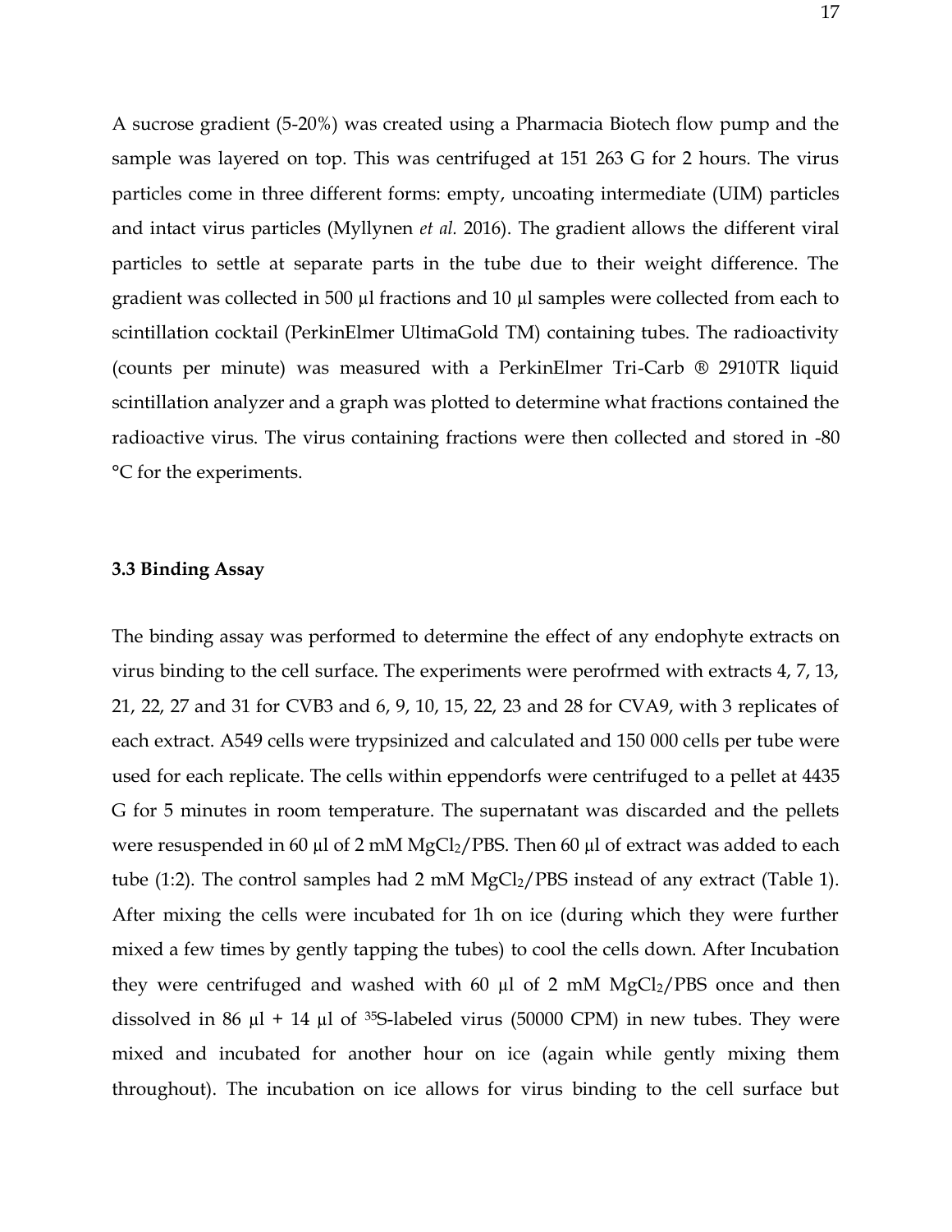A sucrose gradient (5-20%) was created using a Pharmacia Biotech flow pump and the sample was layered on top. This was centrifuged at 151 263 G for 2 hours. The virus particles come in three different forms: empty, uncoating intermediate (UIM) particles and intact virus particles (Myllynen *et al.* 2016). The gradient allows the different viral particles to settle at separate parts in the tube due to their weight difference. The gradient was collected in 500 µl fractions and 10 µl samples were collected from each to scintillation cocktail (PerkinElmer UltimaGold TM) containing tubes. The radioactivity (counts per minute) was measured with a PerkinElmer Tri-Carb ® 2910TR liquid scintillation analyzer and a graph was plotted to determine what fractions contained the radioactive virus. The virus containing fractions were then collected and stored in -80 °C for the experiments.

### 3.3 Binding Assay

The binding assay was performed to determine the effect of any endophyte extracts on virus binding to the cell surface. The experiments were perofrmed with extracts 4, 7, 13, 21, 22, 27 and 31 for CVB3 and 6, 9, 10, 15, 22, 23 and 28 for CVA9, with 3 replicates of each extract. A549 cells were trypsinized and calculated and 150 000 cells per tube were used for each replicate. The cells within eppendorfs were centrifuged to a pellet at 4435 G for 5 minutes in room temperature. The supernatant was discarded and the pellets were resuspended in 60 µl of 2 mM $MgCl_2$/PBS. Then 60 µl of extract was added to each tube (1:2). The control samples had 2 mM $MgCl_2$/PBS instead of any extract (Table 1). After mixing the cells were incubated for 1h on ice (during which they were further mixed a few times by gently tapping the tubes) to cool the cells down. After Incubation they were centrifuged and washed with 60 µl of 2 mM $MgCl_2$/PBS once and then dissolved in 86 µl + 14 µl of $^{35}S$-labeled virus (50000 CPM) in new tubes. They were mixed and incubated for another hour on ice (again while gently mixing them throughout). The incubation on ice allows for virus binding to the cell surface but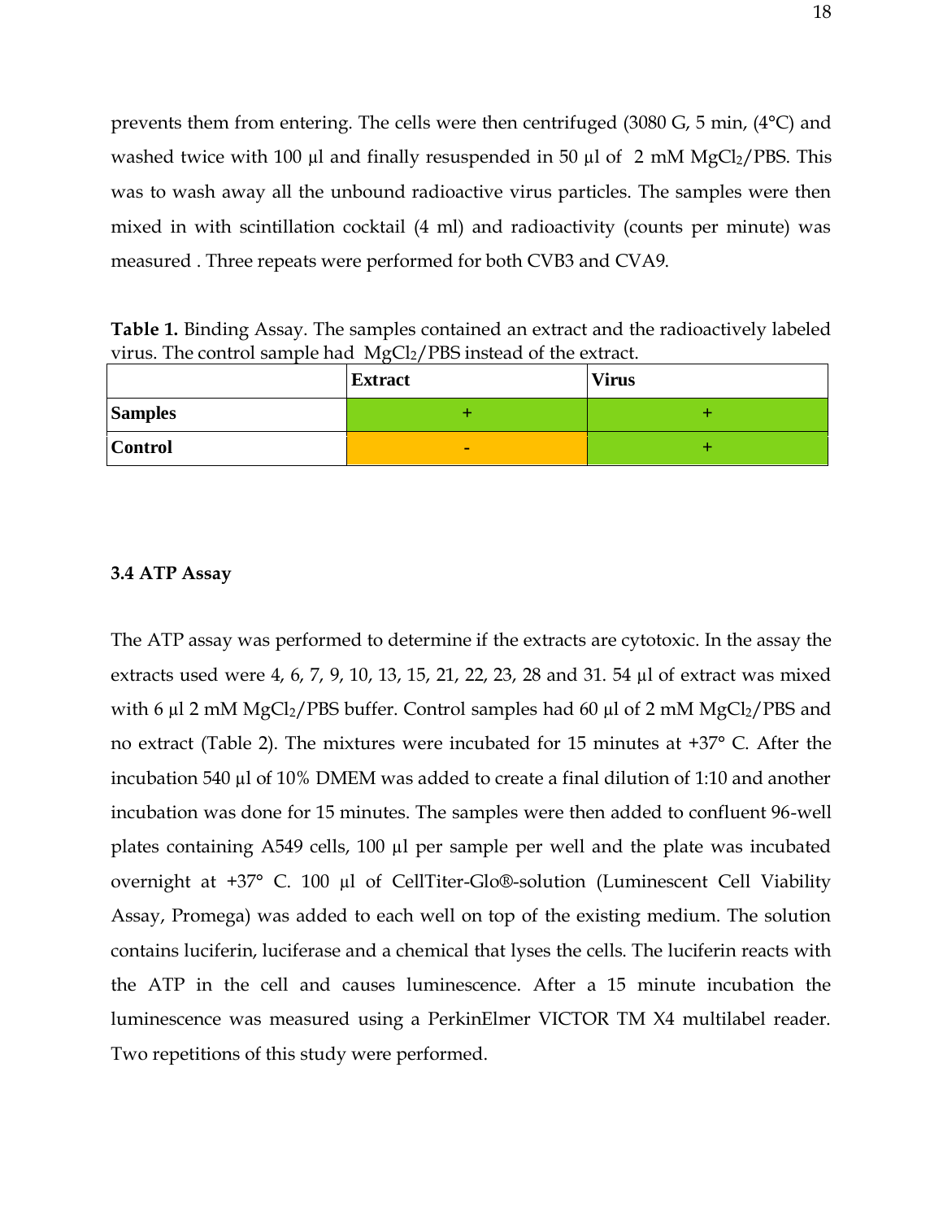prevents them from entering. The cells were then centrifuged (3080 G, 5 min, (4°C) and washed twice with 100 µl and finally resuspended in 50 µl of 2 mM $MgCl_2$/PBS. This was to wash away all the unbound radioactive virus particles. The samples were then mixed in with scintillation cocktail (4 ml) and radioactivity (counts per minute) was measured . Three repeats were performed for both CVB3 and CVA9.

**Table 1.** Binding Assay. The samples contained an extract and the radioactively labeled virus. The control sample had $MgCl_2$/PBS instead of the extract.

| | Extract | Virus |
|---|---|---|
| **Samples** | + | + |
| **Control** | - | + |

### 3.4 ATP Assay

The ATP assay was performed to determine if the extracts are cytotoxic. In the assay the extracts used were 4, 6, 7, 9, 10, 13, 15, 21, 22, 23, 28 and 31. 54 µl of extract was mixed with 6 µl 2 mM $MgCl_2$/PBS buffer. Control samples had 60 µl of 2 mM $MgCl_2$/PBS and no extract (Table 2). The mixtures were incubated for 15 minutes at +37° C. After the incubation 540 µl of 10% DMEM was added to create a final dilution of 1:10 and another incubation was done for 15 minutes. The samples were then added to confluent 96-well plates containing A549 cells, 100 µl per sample per well and the plate was incubated overnight at +37° C. 100 µl of CellTiter-Glo®-solution (Luminescent Cell Viability Assay, Promega) was added to each well on top of the existing medium. The solution contains luciferin, luciferase and a chemical that lyses the cells. The luciferin reacts with the ATP in the cell and causes luminescence. After a 15 minute incubation the luminescence was measured using a PerkinElmer VICTOR TM X4 multilabel reader. Two repetitions of this study were performed.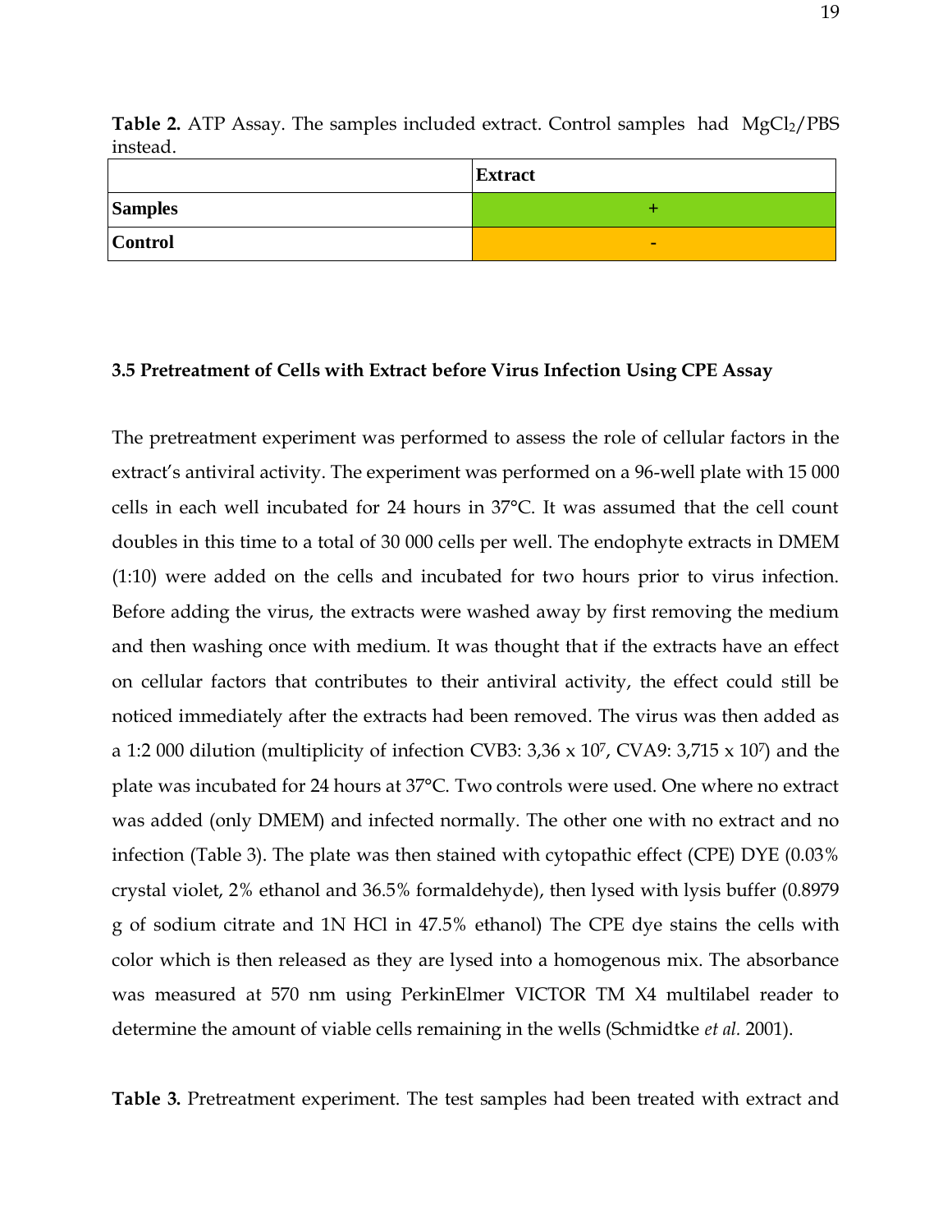**Table 2.** ATP Assay. The samples included extract. Control samples had $MgCl_2$/PBS instead.

| | **Extract** |
|---|---|
| **Samples** | + |
| **Control** | - |

### 3.5 Pretreatment of Cells with Extract before Virus Infection Using CPE Assay

The pretreatment experiment was performed to assess the role of cellular factors in the extract's antiviral activity. The experiment was performed on a 96-well plate with 15 000 cells in each well incubated for 24 hours in 37°C. It was assumed that the cell count doubles in this time to a total of 30 000 cells per well. The endophyte extracts in DMEM (1:10) were added on the cells and incubated for two hours prior to virus infection. Before adding the virus, the extracts were washed away by first removing the medium and then washing once with medium. It was thought that if the extracts have an effect on cellular factors that contributes to their antiviral activity, the effect could still be noticed immediately after the extracts had been removed. The virus was then added as a 1:2 000 dilution (multiplicity of infection CVB3: 3,36 x $10^7$, CVA9: 3,715 x $10^7$) and the plate was incubated for 24 hours at 37°C. Two controls were used. One where no extract was added (only DMEM) and infected normally. The other one with no extract and no infection (Table 3). The plate was then stained with cytopathic effect (CPE) DYE (0.03% crystal violet, 2% ethanol and 36.5% formaldehyde), then lysed with lysis buffer (0.8979 g of sodium citrate and 1N HCl in 47.5% ethanol) The CPE dye stains the cells with color which is then released as they are lysed into a homogenous mix. The absorbance was measured at 570 nm using PerkinElmer VICTOR TM X4 multilabel reader to determine the amount of viable cells remaining in the wells (Schmidtke *et al.* 2001).

**Table 3.** Pretreatment experiment. The test samples had been treated with extract and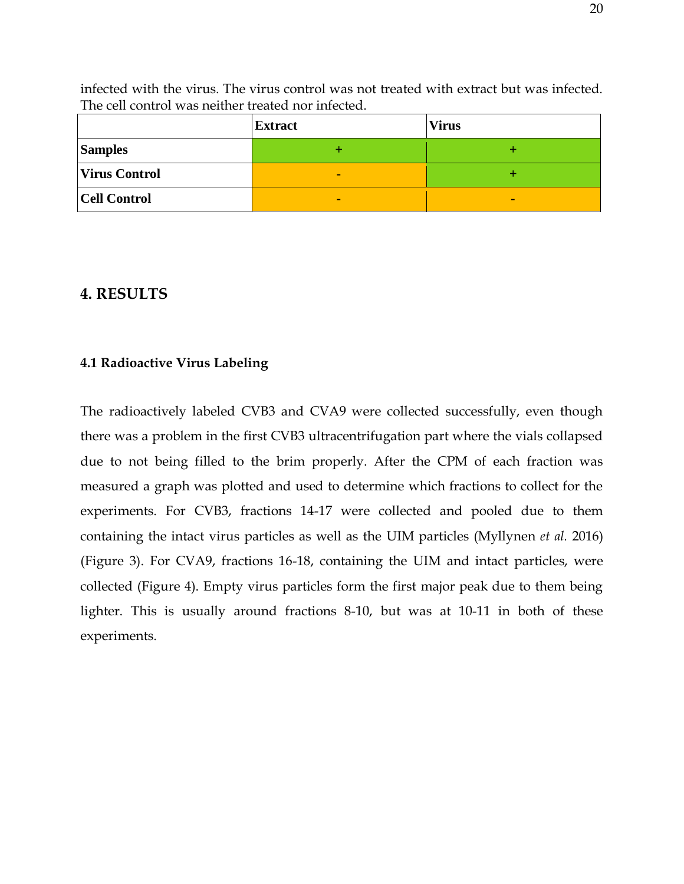infected with the virus. The virus control was not treated with extract but was infected. The cell control was neither treated nor infected.

| | Extract | Virus |
|---|---|---|
| **Samples** | + | + |
| **Virus Control** | - | + |
| **Cell Control** | - | - |

## 4. RESULTS

### 4.1 Radioactive Virus Labeling

The radioactively labeled CVB3 and CVA9 were collected successfully, even though there was a problem in the first CVB3 ultracentrifugation part where the vials collapsed due to not being filled to the brim properly. After the CPM of each fraction was measured a graph was plotted and used to determine which fractions to collect for the experiments. For CVB3, fractions 14-17 were collected and pooled due to them containing the intact virus particles as well as the UIM particles (Myllynen *et al.* 2016) (Figure 3). For CVA9, fractions 16-18, containing the UIM and intact particles, were collected (Figure 4). Empty virus particles form the first major peak due to them being lighter. This is usually around fractions 8-10, but was at 10-11 in both of these experiments.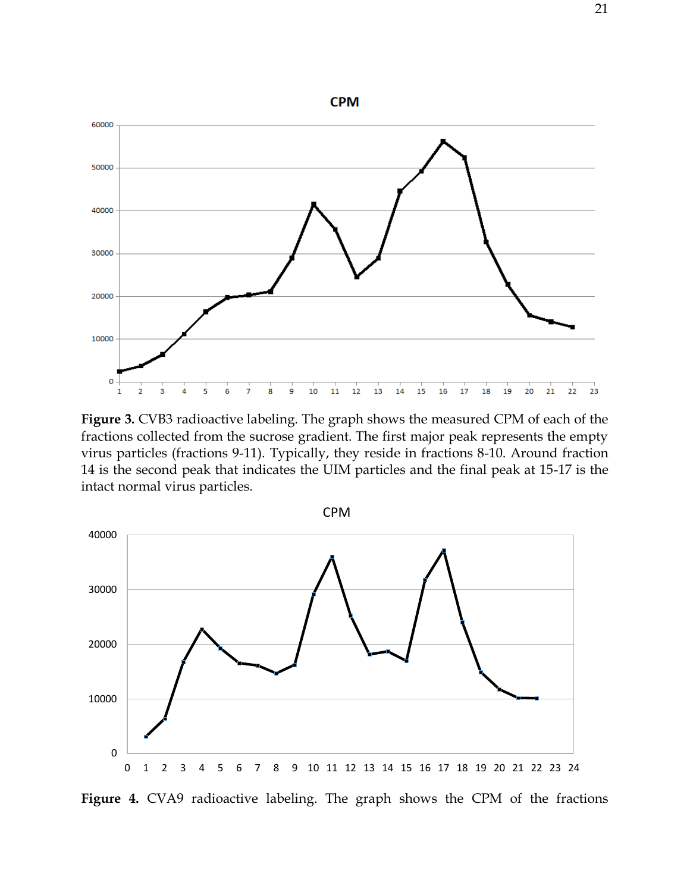**Figure 3.** CVB3 radioactive labeling. The graph shows the measured CPM of each of the fractions collected from the sucrose gradient. The first major peak represents the empty virus particles (fractions 9-11). Typically, they reside in fractions 8-10. Around fraction 14 is the second peak that indicates the UIM particles and the final peak at 15-17 is the intact normal virus particles.

**Figure 4.** CVA9 radioactive labeling. The graph shows the CPM of the fractions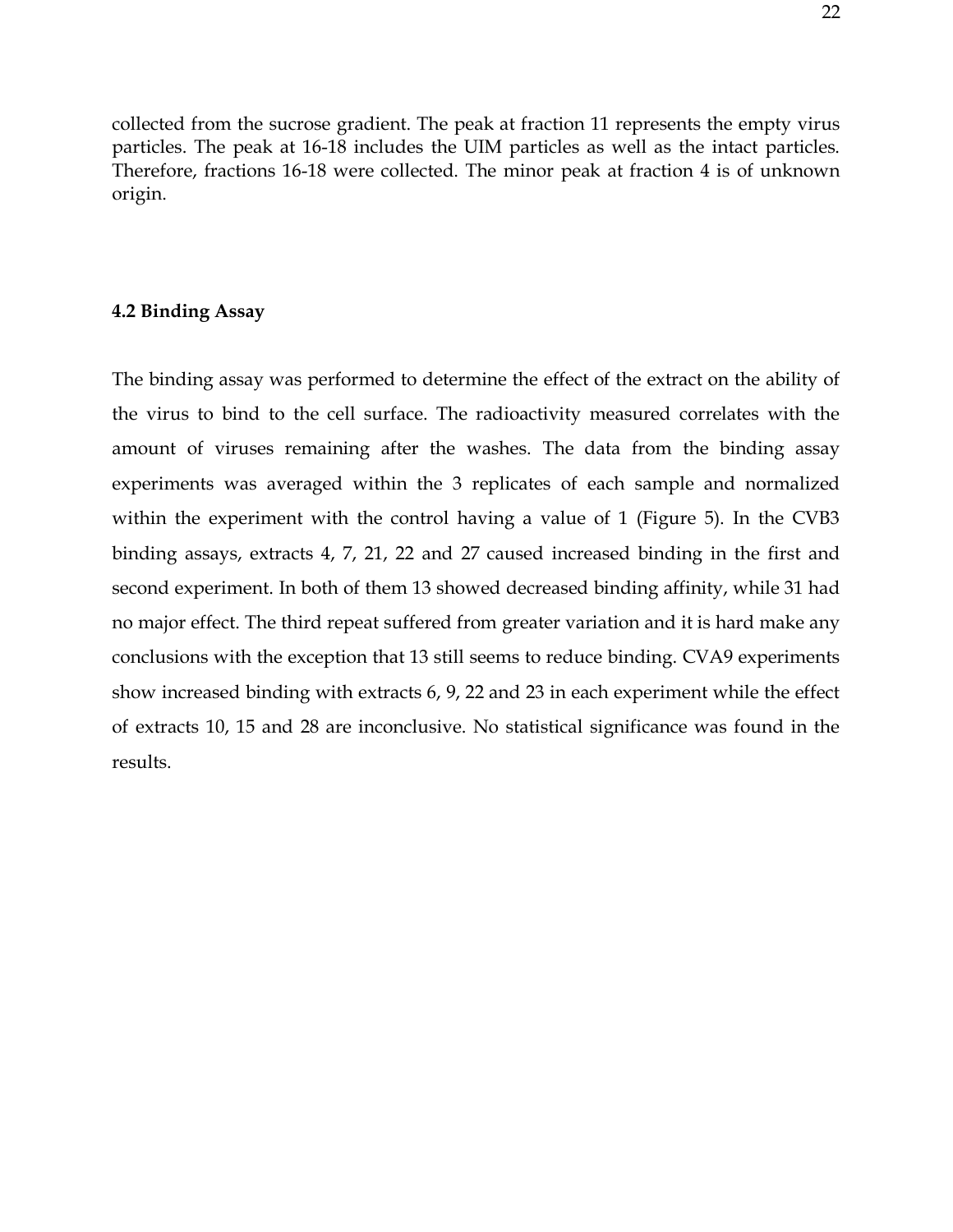collected from the sucrose gradient. The peak at fraction 11 represents the empty virus particles. The peak at 16-18 includes the UIM particles as well as the intact particles. Therefore, fractions 16-18 were collected. The minor peak at fraction 4 is of unknown origin.

### 4.2 Binding Assay

The binding assay was performed to determine the effect of the extract on the ability of the virus to bind to the cell surface. The radioactivity measured correlates with the amount of viruses remaining after the washes. The data from the binding assay experiments was averaged within the 3 replicates of each sample and normalized within the experiment with the control having a value of 1 (Figure 5). In the CVB3 binding assays, extracts 4, 7, 21, 22 and 27 caused increased binding in the first and second experiment. In both of them 13 showed decreased binding affinity, while 31 had no major effect. The third repeat suffered from greater variation and it is hard make any conclusions with the exception that 13 still seems to reduce binding. CVA9 experiments show increased binding with extracts 6, 9, 22 and 23 in each experiment while the effect of extracts 10, 15 and 28 are inconclusive. No statistical significance was found in the results.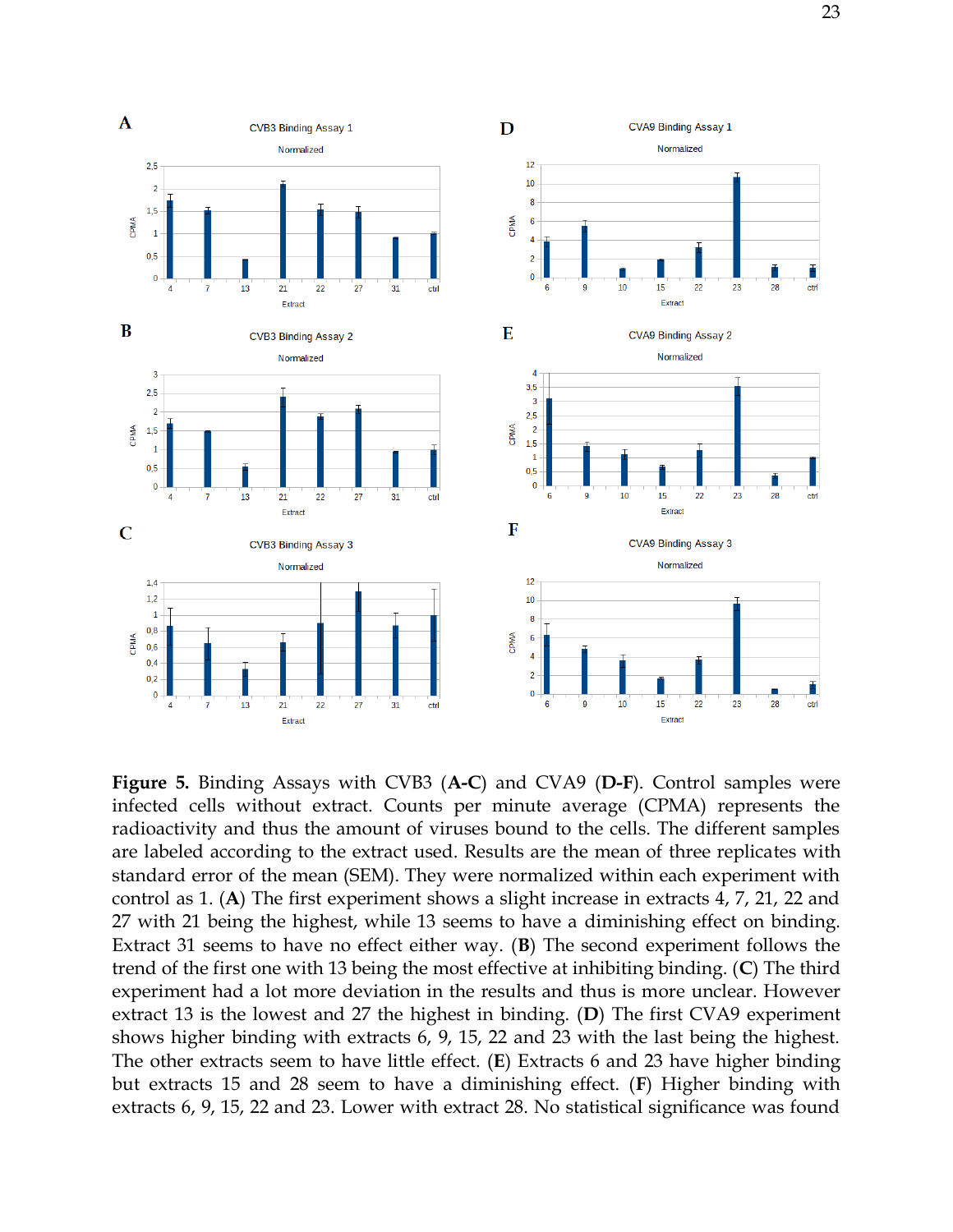**Figure 5.** Binding Assays with CVB3 (**A-C**) and CVA9 (**D-F**). Control samples were infected cells without extract. Counts per minute average (CPMA) represents the radioactivity and thus the amount of viruses bound to the cells. The different samples are labeled according to the extract used. Results are the mean of three replicates with standard error of the mean (SEM). They were normalized within each experiment with control as 1. (**A**) The first experiment shows a slight increase in extracts 4, 7, 21, 22 and 27 with 21 being the highest, while 13 seems to have a diminishing effect on binding. Extract 31 seems to have no effect either way. (**B**) The second experiment follows the trend of the first one with 13 being the most effective at inhibiting binding. (**C**) The third experiment had a lot more deviation in the results and thus is more unclear. However extract 13 is the lowest and 27 the highest in binding. (**D**) The first CVA9 experiment shows higher binding with extracts 6, 9, 15, 22 and 23 with the last being the highest. The other extracts seem to have little effect. (**E**) Extracts 6 and 23 have higher binding but extracts 15 and 28 seem to have a diminishing effect. (**F**) Higher binding with extracts 6, 9, 15, 22 and 23. Lower with extract 28. No statistical significance was found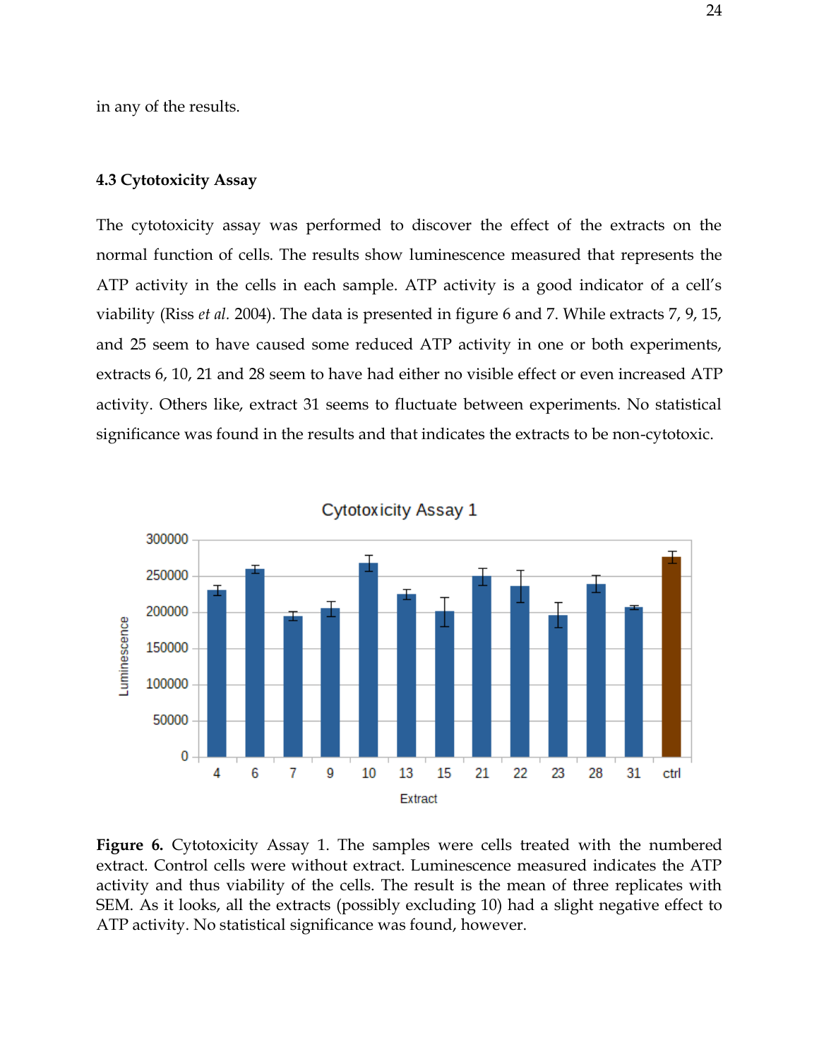in any of the results.

### 4.3 Cytotoxicity Assay

The cytotoxicity assay was performed to discover the effect of the extracts on the normal function of cells. The results show luminescence measured that represents the ATP activity in the cells in each sample. ATP activity is a good indicator of a cell's viability (Riss *et al.* 2004). The data is presented in figure 6 and 7. While extracts 7, 9, 15, and 25 seem to have caused some reduced ATP activity in one or both experiments, extracts 6, 10, 21 and 28 seem to have had either no visible effect or even increased ATP activity. Others like, extract 31 seems to fluctuate between experiments. No statistical significance was found in the results and that indicates the extracts to be non-cytotoxic.

**Figure 6.** Cytotoxicity Assay 1. The samples were cells treated with the numbered extract. Control cells were without extract. Luminescence measured indicates the ATP activity and thus viability of the cells. The result is the mean of three replicates with SEM. As it looks, all the extracts (possibly excluding 10) had a slight negative effect to ATP activity. No statistical significance was found, however.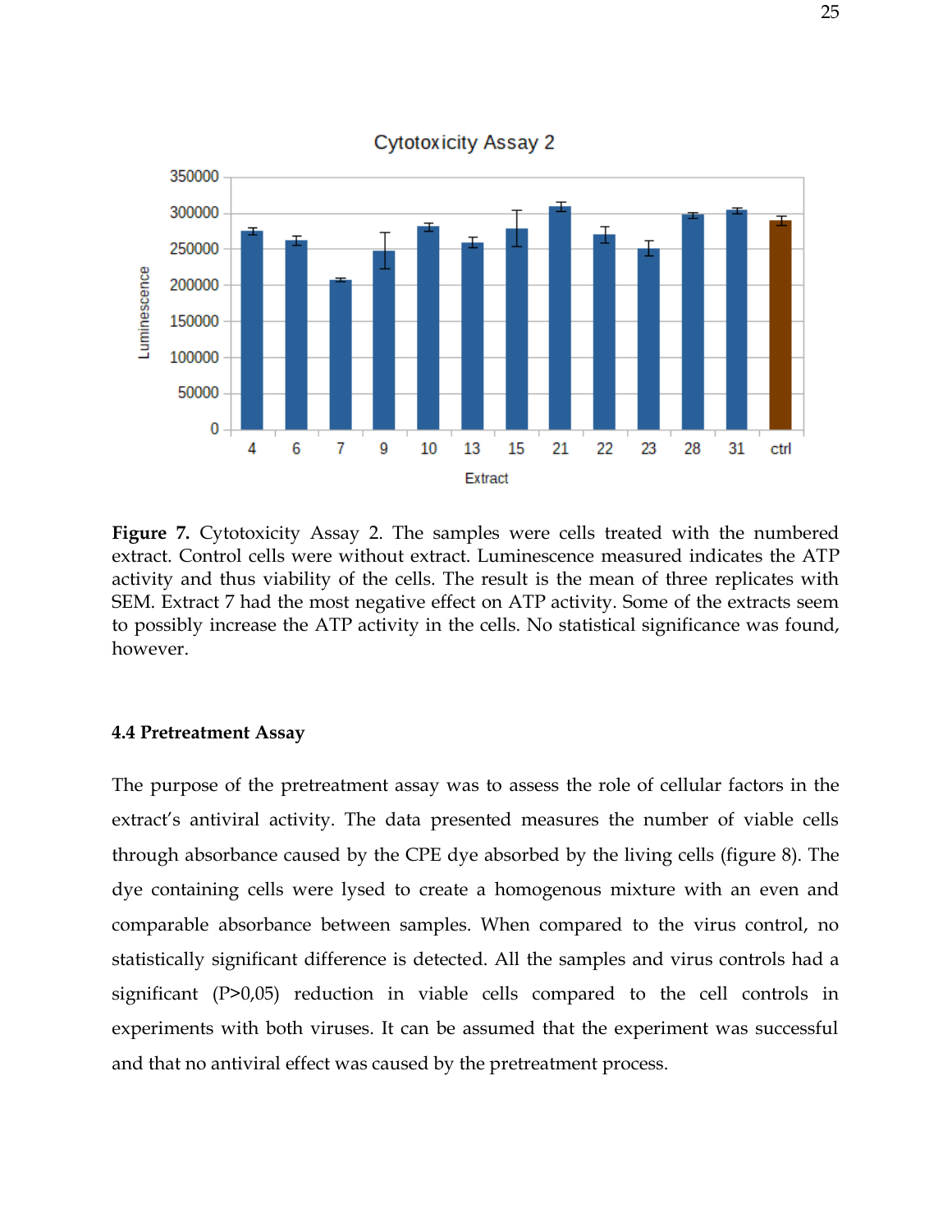**Figure 7.** Cytotoxicity Assay 2. The samples were cells treated with the numbered extract. Control cells were without extract. Luminescence measured indicates the ATP activity and thus viability of the cells. The result is the mean of three replicates with SEM. Extract 7 had the most negative effect on ATP activity. Some of the extracts seem to possibly increase the ATP activity in the cells. No statistical significance was found, however.

### 4.4 Pretreatment Assay

The purpose of the pretreatment assay was to assess the role of cellular factors in the extract's antiviral activity. The data presented measures the number of viable cells through absorbance caused by the CPE dye absorbed by the living cells (figure 8). The dye containing cells were lysed to create a homogenous mixture with an even and comparable absorbance between samples. When compared to the virus control, no statistically significant difference is detected. All the samples and virus controls had a significant (P>0,05) reduction in viable cells compared to the cell controls in experiments with both viruses. It can be assumed that the experiment was successful and that no antiviral effect was caused by the pretreatment process.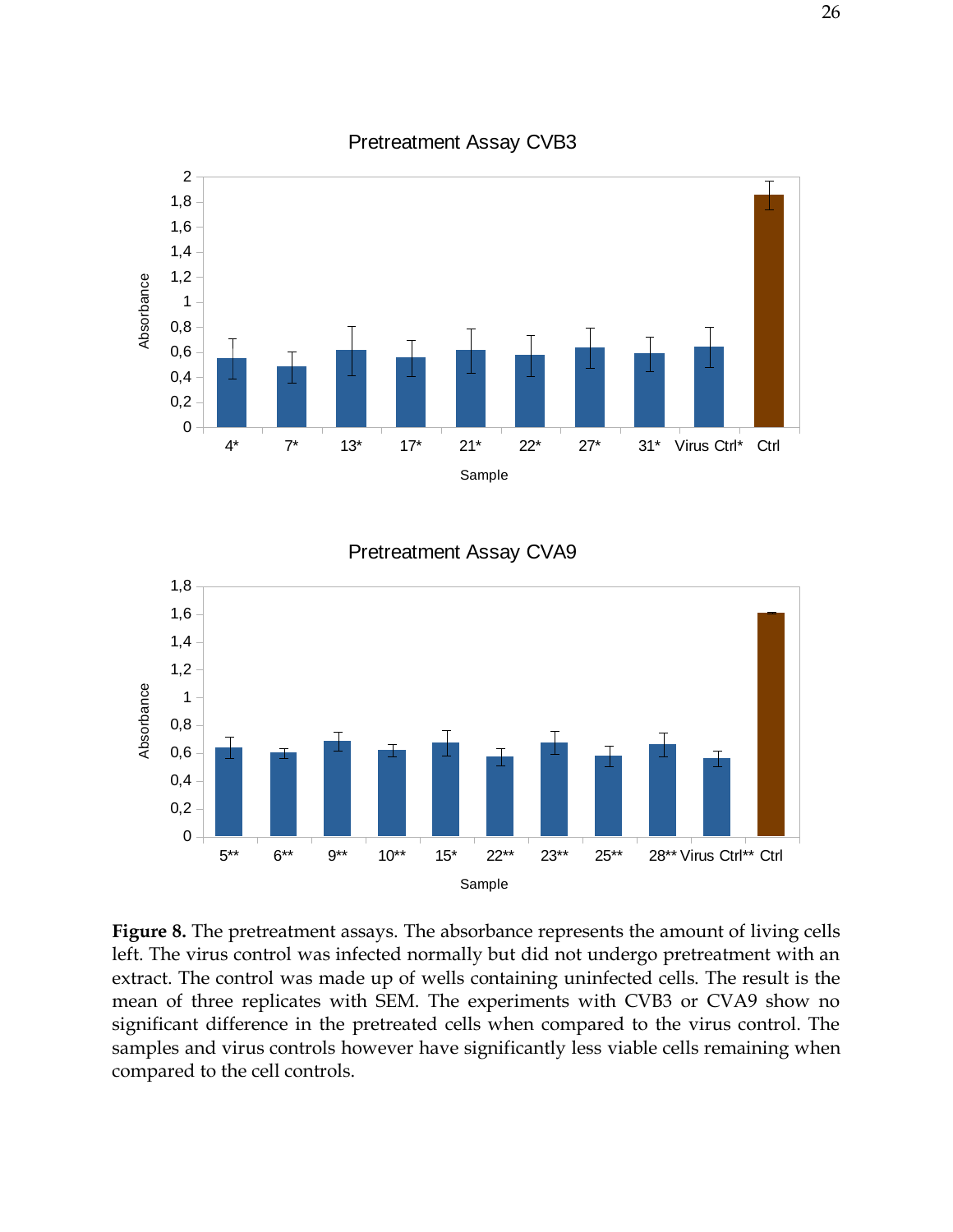**Figure 8.** The pretreatment assays. The absorbance represents the amount of living cells left. The virus control was infected normally but did not undergo pretreatment with an extract. The control was made up of wells containing uninfected cells. The result is the mean of three replicates with SEM. The experiments with CVB3 or CVA9 show no significant difference in the pretreated cells when compared to the virus control. The samples and virus controls however have significantly less viable cells remaining when compared to the cell controls.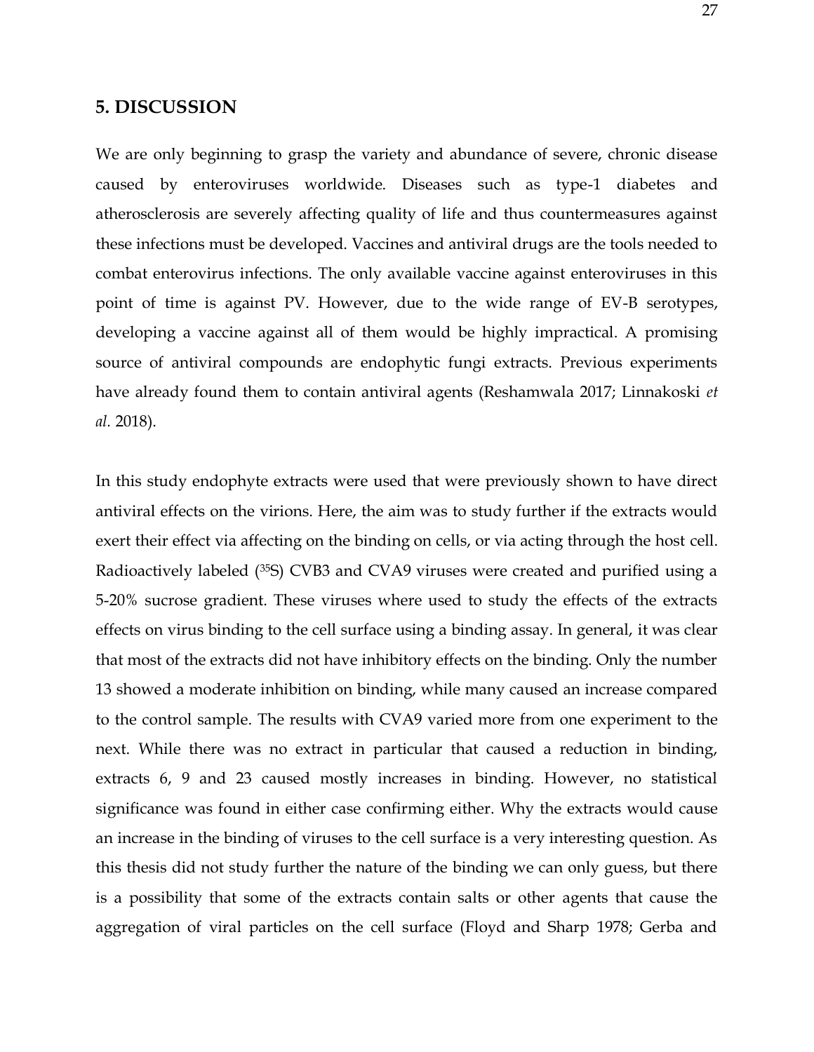## 5. DISCUSSION

We are only beginning to grasp the variety and abundance of severe, chronic disease caused by enteroviruses worldwide. Diseases such as type-1 diabetes and atherosclerosis are severely affecting quality of life and thus countermeasures against these infections must be developed. Vaccines and antiviral drugs are the tools needed to combat enterovirus infections. The only available vaccine against enteroviruses in this point of time is against PV. However, due to the wide range of EV-B serotypes, developing a vaccine against all of them would be highly impractical. A promising source of antiviral compounds are endophytic fungi extracts. Previous experiments have already found them to contain antiviral agents (Reshamwala 2017; Linnakoski *et al.* 2018).

In this study endophyte extracts were used that were previously shown to have direct antiviral effects on the virions. Here, the aim was to study further if the extracts would exert their effect via affecting on the binding on cells, or via acting through the host cell. Radioactively labeled ($^{35}S$) CVB3 and CVA9 viruses were created and purified using a 5-20% sucrose gradient. These viruses where used to study the effects of the extracts effects on virus binding to the cell surface using a binding assay. In general, it was clear that most of the extracts did not have inhibitory effects on the binding. Only the number 13 showed a moderate inhibition on binding, while many caused an increase compared to the control sample. The results with CVA9 varied more from one experiment to the next. While there was no extract in particular that caused a reduction in binding, extracts 6, 9 and 23 caused mostly increases in binding. However, no statistical significance was found in either case confirming either. Why the extracts would cause an increase in the binding of viruses to the cell surface is a very interesting question. As this thesis did not study further the nature of the binding we can only guess, but there is a possibility that some of the extracts contain salts or other agents that cause the aggregation of viral particles on the cell surface (Floyd and Sharp 1978; Gerba and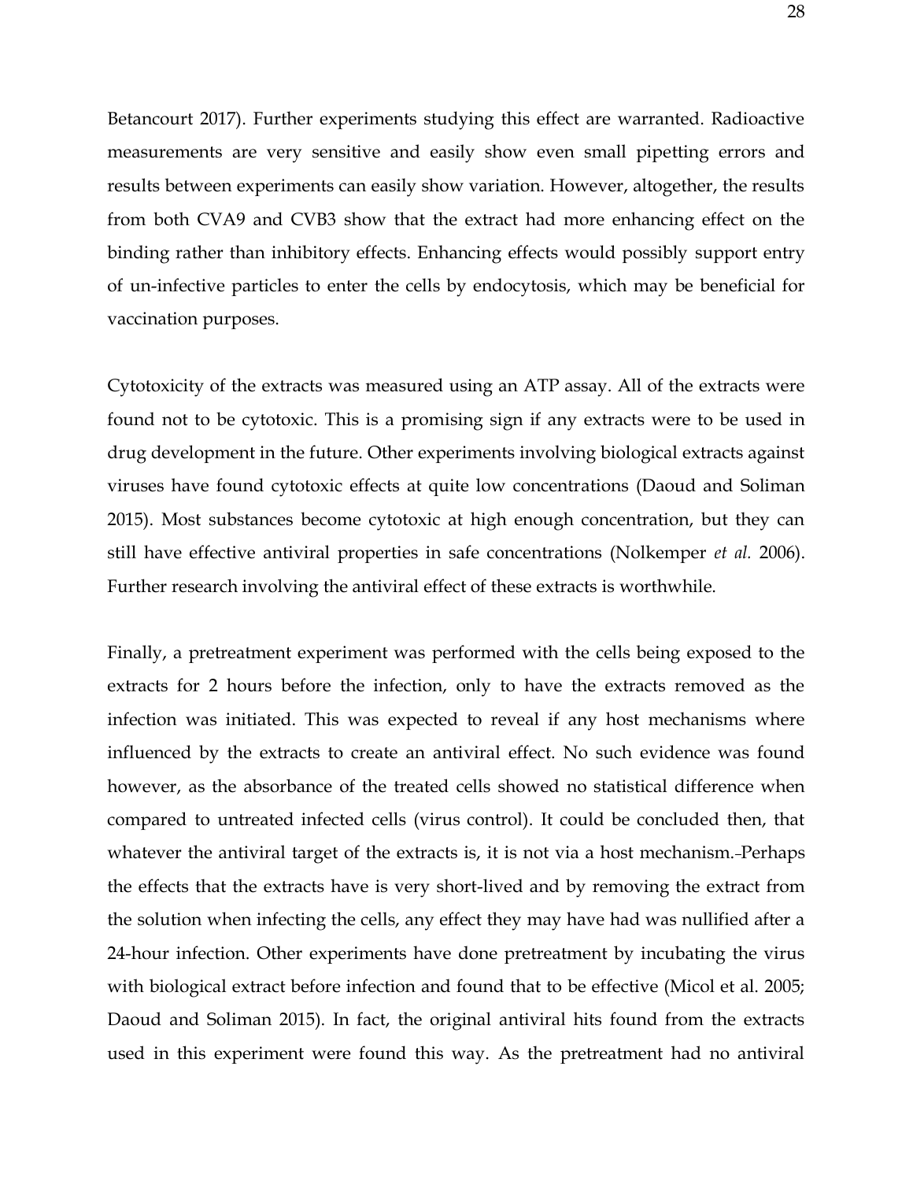Betancourt 2017). Further experiments studying this effect are warranted. Radioactive measurements are very sensitive and easily show even small pipetting errors and results between experiments can easily show variation. However, altogether, the results from both CVA9 and CVB3 show that the extract had more enhancing effect on the binding rather than inhibitory effects. Enhancing effects would possibly support entry of un-infective particles to enter the cells by endocytosis, which may be beneficial for vaccination purposes.

Cytotoxicity of the extracts was measured using an ATP assay. All of the extracts were found not to be cytotoxic. This is a promising sign if any extracts were to be used in drug development in the future. Other experiments involving biological extracts against viruses have found cytotoxic effects at quite low concentrations (Daoud and Soliman 2015). Most substances become cytotoxic at high enough concentration, but they can still have effective antiviral properties in safe concentrations (Nolkemper *et al.* 2006). Further research involving the antiviral effect of these extracts is worthwhile.

Finally, a pretreatment experiment was performed with the cells being exposed to the extracts for 2 hours before the infection, only to have the extracts removed as the infection was initiated. This was expected to reveal if any host mechanisms where influenced by the extracts to create an antiviral effect. No such evidence was found however, as the absorbance of the treated cells showed no statistical difference when compared to untreated infected cells (virus control). It could be concluded then, that whatever the antiviral target of the extracts is, it is not via a host mechanism. Perhaps the effects that the extracts have is very short-lived and by removing the extract from the solution when infecting the cells, any effect they may have had was nullified after a 24-hour infection. Other experiments have done pretreatment by incubating the virus with biological extract before infection and found that to be effective (Micol et al. 2005; Daoud and Soliman 2015). In fact, the original antiviral hits found from the extracts used in this experiment were found this way. As the pretreatment had no antiviral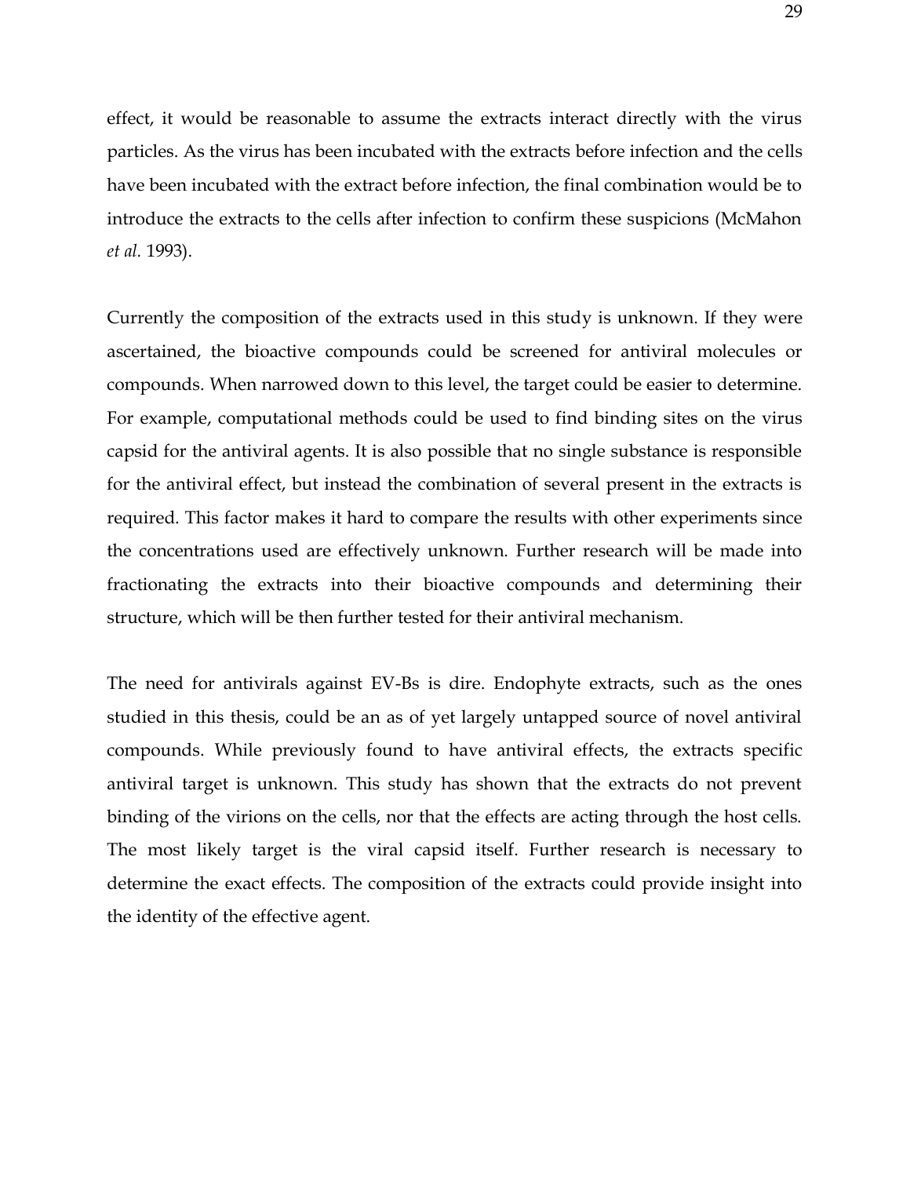effect, it would be reasonable to assume the extracts interact directly with the virus particles. As the virus has been incubated with the extracts before infection and the cells have been incubated with the extract before infection, the final combination would be to introduce the extracts to the cells after infection to confirm these suspicions (McMahon *et al.* 1993).

Currently the composition of the extracts used in this study is unknown. If they were ascertained, the bioactive compounds could be screened for antiviral molecules or compounds. When narrowed down to this level, the target could be easier to determine. For example, computational methods could be used to find binding sites on the virus capsid for the antiviral agents. It is also possible that no single substance is responsible for the antiviral effect, but instead the combination of several present in the extracts is required. This factor makes it hard to compare the results with other experiments since the concentrations used are effectively unknown. Further research will be made into fractionating the extracts into their bioactive compounds and determining their structure, which will be then further tested for their antiviral mechanism.

The need for antivirals against EV-Bs is dire. Endophyte extracts, such as the ones studied in this thesis, could be an as of yet largely untapped source of novel antiviral compounds. While previously found to have antiviral effects, the extracts specific antiviral target is unknown. This study has shown that the extracts do not prevent binding of the virions on the cells, nor that the effects are acting through the host cells. The most likely target is the viral capsid itself. Further research is necessary to determine the exact effects. The composition of the extracts could provide insight into the identity of the effective agent.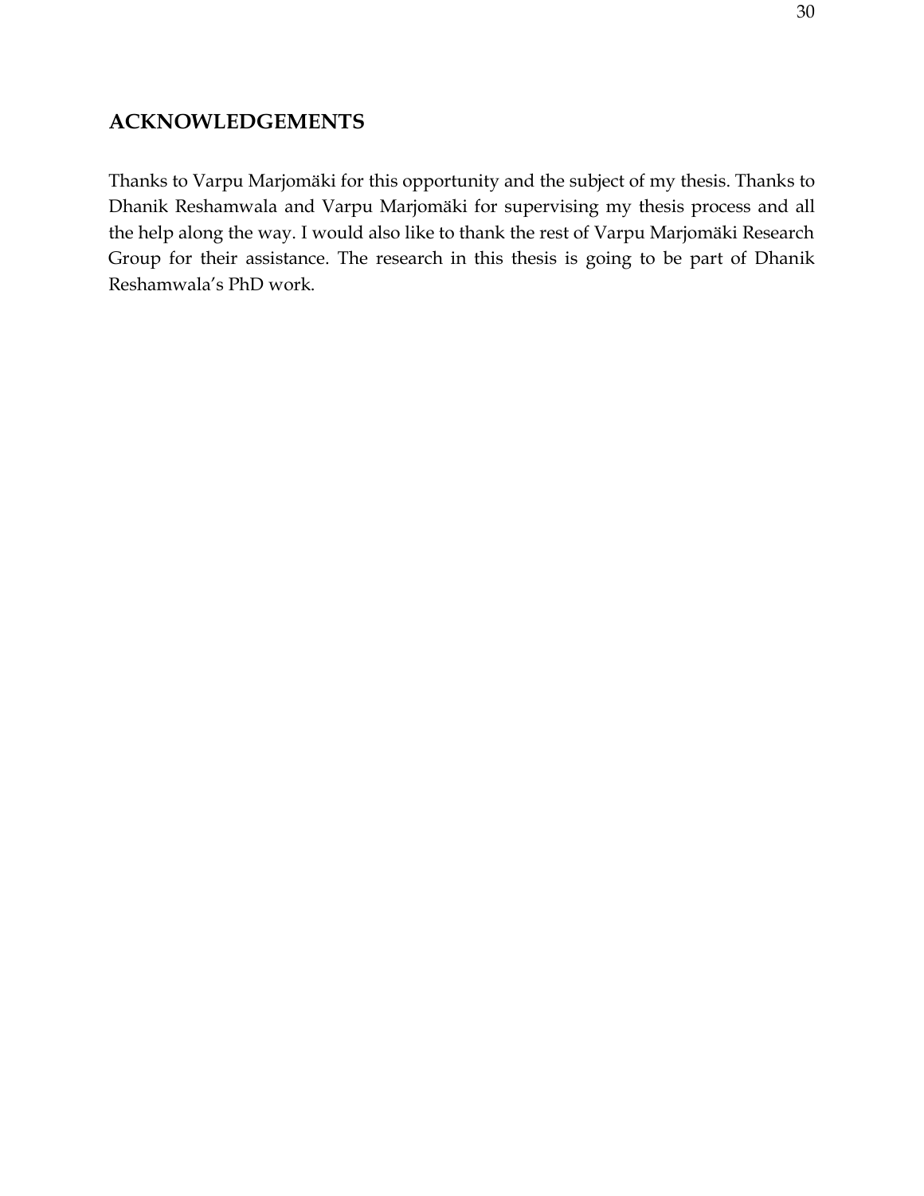## ACKNOWLEDGEMENTS

Thanks to Varpu Marjomäki for this opportunity and the subject of my thesis. Thanks to Dhanik Reshamwala and Varpu Marjomäki for supervising my thesis process and all the help along the way. I would also like to thank the rest of Varpu Marjomäki Research Group for their assistance. The research in this thesis is going to be part of Dhanik Reshamwala's PhD work.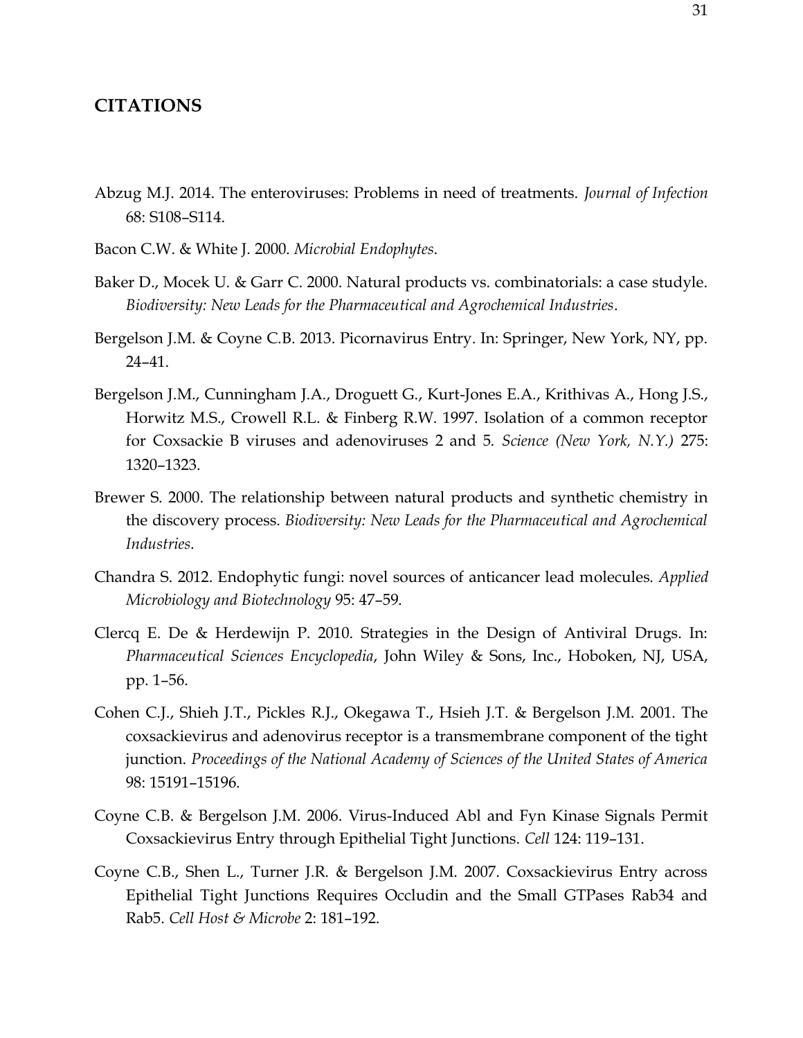## CITATIONS

Abzug M.J. 2014. The enteroviruses: Problems in need of treatments. *Journal of Infection* 68: S108–S114.

Bacon C.W. & White J. 2000. *Microbial Endophytes*.

Baker D., Mocek U. & Garr C. 2000. Natural products vs. combinatorials: a case studyle. *Biodiversity: New Leads for the Pharmaceutical and Agrochemical Industries*.

Bergelson J.M. & Coyne C.B. 2013. Picornavirus Entry. In: Springer, New York, NY, pp. 24–41.

Bergelson J.M., Cunningham J.A., Droguett G., Kurt-Jones E.A., Krithivas A., Hong J.S., Horwitz M.S., Crowell R.L. & Finberg R.W. 1997. Isolation of a common receptor for Coxsackie B viruses and adenoviruses 2 and 5. *Science (New York, N.Y.)* 275: 1320–1323.

Brewer S. 2000. The relationship between natural products and synthetic chemistry in the discovery process. *Biodiversity: New Leads for the Pharmaceutical and Agrochemical Industries*.

Chandra S. 2012. Endophytic fungi: novel sources of anticancer lead molecules. *Applied Microbiology and Biotechnology* 95: 47–59.

Clercq E. De & Herdewijn P. 2010. Strategies in the Design of Antiviral Drugs. In: *Pharmaceutical Sciences Encyclopedia*, John Wiley & Sons, Inc., Hoboken, NJ, USA, pp. 1–56.

Cohen C.J., Shieh J.T., Pickles R.J., Okegawa T., Hsieh J.T. & Bergelson J.M. 2001. The coxsackievirus and adenovirus receptor is a transmembrane component of the tight junction. *Proceedings of the National Academy of Sciences of the United States of America* 98: 15191–15196.

Coyne C.B. & Bergelson J.M. 2006. Virus-Induced Abl and Fyn Kinase Signals Permit Coxsackievirus Entry through Epithelial Tight Junctions. *Cell* 124: 119–131.

Coyne C.B., Shen L., Turner J.R. & Bergelson J.M. 2007. Coxsackievirus Entry across Epithelial Tight Junctions Requires Occludin and the Small GTPases Rab34 and Rab5. *Cell Host & Microbe* 2: 181–192.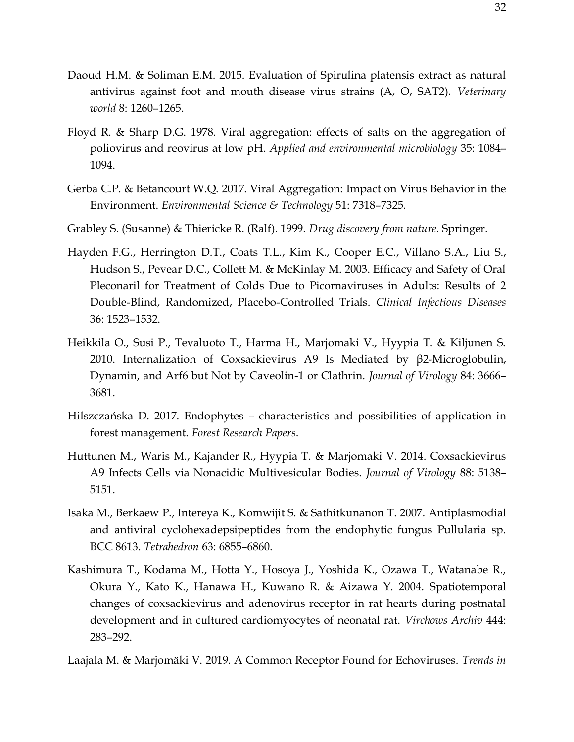Daoud H.M. & Soliman E.M. 2015. Evaluation of Spirulina platensis extract as natural antivirus against foot and mouth disease virus strains (A, O, SAT2). *Veterinary world* 8: 1260–1265.

Floyd R. & Sharp D.G. 1978. Viral aggregation: effects of salts on the aggregation of poliovirus and reovirus at low pH. *Applied and environmental microbiology* 35: 1084–1094.

Gerba C.P. & Betancourt W.Q. 2017. Viral Aggregation: Impact on Virus Behavior in the Environment. *Environmental Science & Technology* 51: 7318–7325.

Grabley S. (Susanne) & Thiericke R. (Ralf). 1999. *Drug discovery from nature*. Springer.

Hayden F.G., Herrington D.T., Coats T.L., Kim K., Cooper E.C., Villano S.A., Liu S., Hudson S., Pevear D.C., Collett M. & McKinlay M. 2003. Efficacy and Safety of Oral Pleconaril for Treatment of Colds Due to Picornaviruses in Adults: Results of 2 Double-Blind, Randomized, Placebo-Controlled Trials. *Clinical Infectious Diseases* 36: 1523–1532.

Heikkila O., Susi P., Tevaluoto T., Harma H., Marjomaki V., Hyypia T. & Kiljunen S. 2010. Internalization of Coxsackievirus A9 Is Mediated by β2-Microglobulin, Dynamin, and Arf6 but Not by Caveolin-1 or Clathrin. *Journal of Virology* 84: 3666–3681.

Hilszczańska D. 2017. Endophytes – characteristics and possibilities of application in forest management. *Forest Research Papers*.

Huttunen M., Waris M., Kajander R., Hyypia T. & Marjomaki V. 2014. Coxsackievirus A9 Infects Cells via Nonacidic Multivesicular Bodies. *Journal of Virology* 88: 5138–5151.

Isaka M., Berkaew P., Intereya K., Komwijit S. & Sathitkunanon T. 2007. Antiplasmodial and antiviral cyclohexadepsipeptides from the endophytic fungus Pullularia sp. BCC 8613. *Tetrahedron* 63: 6855–6860.

Kashimura T., Kodama M., Hotta Y., Hosoya J., Yoshida K., Ozawa T., Watanabe R., Okura Y., Kato K., Hanawa H., Kuwano R. & Aizawa Y. 2004. Spatiotemporal changes of coxsackievirus and adenovirus receptor in rat hearts during postnatal development and in cultured cardiomyocytes of neonatal rat. *Virchows Archiv* 444: 283–292.

Laajala M. & Marjomäki V. 2019. A Common Receptor Found for Echoviruses. *Trends in*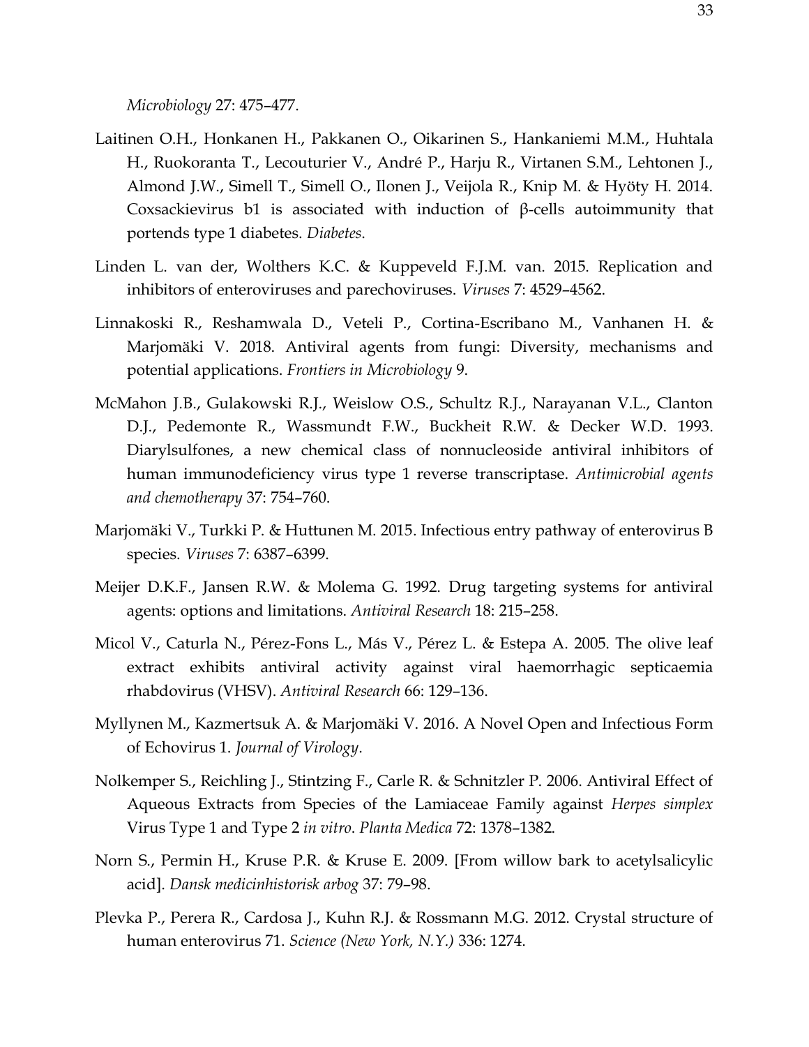*Microbiology* 27: 475–477.

Laitinen O.H., Honkanen H., Pakkanen O., Oikarinen S., Hankaniemi M.M., Huhtala H., Ruokoranta T., Lecouturier V., André P., Harju R., Virtanen S.M., Lehtonen J., Almond J.W., Simell T., Simell O., Ilonen J., Veijola R., Knip M. & Hyöty H. 2014. Coxsackievirus b1 is associated with induction of β-cells autoimmunity that portends type 1 diabetes. *Diabetes*.

Linden L. van der, Wolthers K.C. & Kuppeveld F.J.M. van. 2015. Replication and inhibitors of enteroviruses and parechoviruses. *Viruses* 7: 4529–4562.

Linnakoski R., Reshamwala D., Veteli P., Cortina-Escribano M., Vanhanen H. & Marjomäki V. 2018. Antiviral agents from fungi: Diversity, mechanisms and potential applications. *Frontiers in Microbiology* 9.

McMahon J.B., Gulakowski R.J., Weislow O.S., Schultz R.J., Narayanan V.L., Clanton D.J., Pedemonte R., Wassmundt F.W., Buckheit R.W. & Decker W.D. 1993. Diarylsulfones, a new chemical class of nonnucleoside antiviral inhibitors of human immunodeficiency virus type 1 reverse transcriptase. *Antimicrobial agents and chemotherapy* 37: 754–760.

Marjomäki V., Turkki P. & Huttunen M. 2015. Infectious entry pathway of enterovirus B species. *Viruses* 7: 6387–6399.

Meijer D.K.F., Jansen R.W. & Molema G. 1992. Drug targeting systems for antiviral agents: options and limitations. *Antiviral Research* 18: 215–258.

Micol V., Caturla N., Pérez-Fons L., Más V., Pérez L. & Estepa A. 2005. The olive leaf extract exhibits antiviral activity against viral haemorrhagic septicaemia rhabdovirus (VHSV). *Antiviral Research* 66: 129–136.

Myllynen M., Kazmertsuk A. & Marjomäki V. 2016. A Novel Open and Infectious Form of Echovirus 1. *Journal of Virology*.

Nolkemper S., Reichling J., Stintzing F., Carle R. & Schnitzler P. 2006. Antiviral Effect of Aqueous Extracts from Species of the Lamiaceae Family against *Herpes simplex* Virus Type 1 and Type 2 *in vitro*. *Planta Medica* 72: 1378–1382.

Norn S., Permin H., Kruse P.R. & Kruse E. 2009. [From willow bark to acetylsalicylic acid]. *Dansk medicinhistorisk arbog* 37: 79–98.

Plevka P., Perera R., Cardosa J., Kuhn R.J. & Rossmann M.G. 2012. Crystal structure of human enterovirus 71. *Science (New York, N.Y.)* 336: 1274.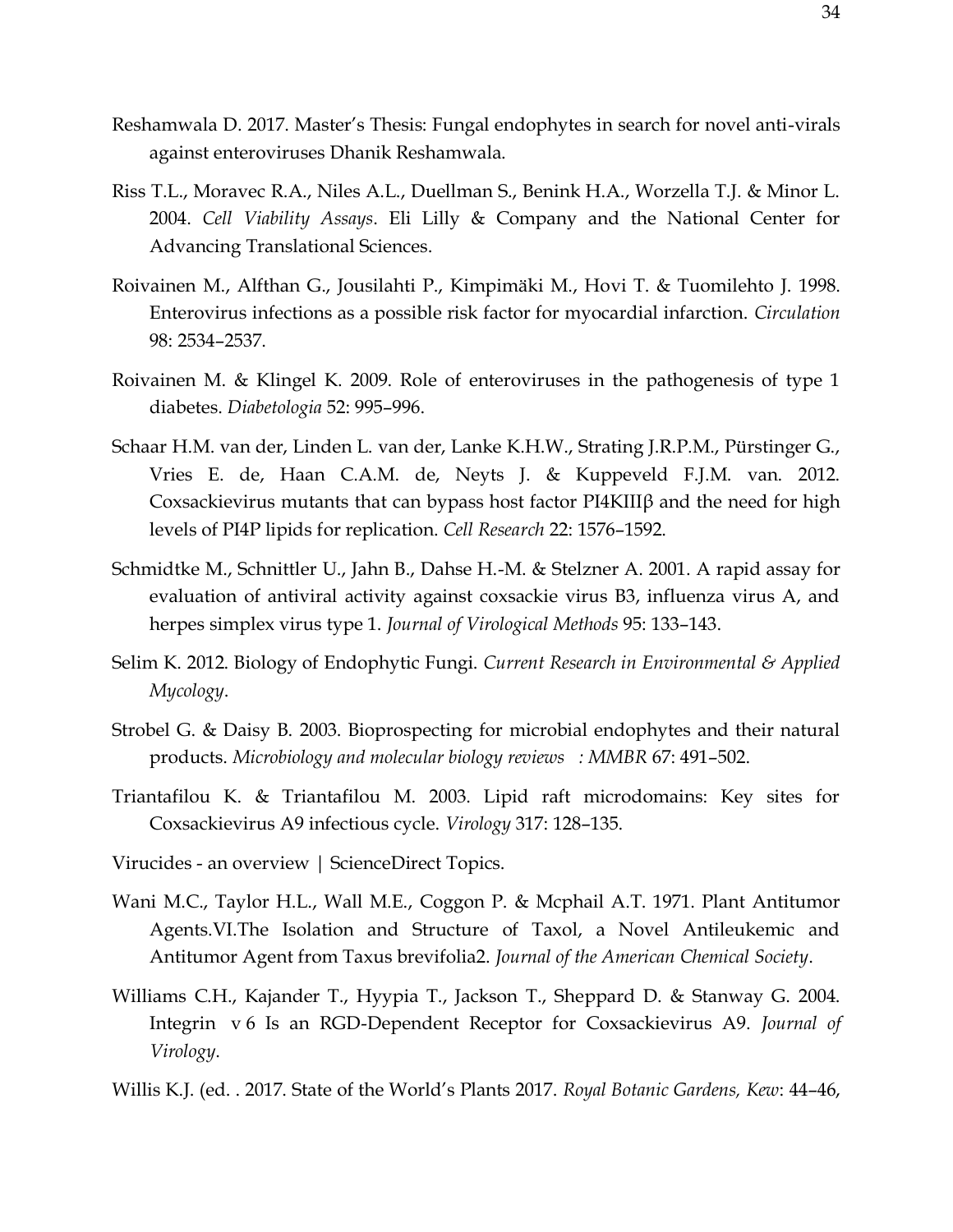Reshamwala D. 2017. Master's Thesis: Fungal endophytes in search for novel anti-virals against enteroviruses Dhanik Reshamwala.

Riss T.L., Moravec R.A., Niles A.L., Duellman S., Benink H.A., Worzella T.J. & Minor L. 2004. *Cell Viability Assays*. Eli Lilly & Company and the National Center for Advancing Translational Sciences.

Roivainen M., Alfthan G., Jousilahti P., Kimpimäki M., Hovi T. & Tuomilehto J. 1998. Enterovirus infections as a possible risk factor for myocardial infarction. *Circulation* 98: 2534–2537.

Roivainen M. & Klingel K. 2009. Role of enteroviruses in the pathogenesis of type 1 diabetes. *Diabetologia* 52: 995–996.

Schaar H.M. van der, Linden L. van der, Lanke K.H.W., Strating J.R.P.M., Pürstinger G., Vries E. de, Haan C.A.M. de, Neyts J. & Kuppeveld F.J.M. van. 2012. Coxsackievirus mutants that can bypass host factor PI4KIIIβ and the need for high levels of PI4P lipids for replication. *Cell Research* 22: 1576–1592.

Schmidtke M., Schnittler U., Jahn B., Dahse H.-M. & Stelzner A. 2001. A rapid assay for evaluation of antiviral activity against coxsackie virus B3, influenza virus A, and herpes simplex virus type 1. *Journal of Virological Methods* 95: 133–143.

Selim K. 2012. Biology of Endophytic Fungi. *Current Research in Environmental & Applied Mycology*.

Strobel G. & Daisy B. 2003. Bioprospecting for microbial endophytes and their natural products. *Microbiology and molecular biology reviews : MMBR* 67: 491–502.

Triantafilou K. & Triantafilou M. 2003. Lipid raft microdomains: Key sites for Coxsackievirus A9 infectious cycle. *Virology* 317: 128–135.

Virucides - an overview | ScienceDirect Topics.

Wani M.C., Taylor H.L., Wall M.E., Coggon P. & Mcphail A.T. 1971. Plant Antitumor Agents.VI.The Isolation and Structure of Taxol, a Novel Antileukemic and Antitumor Agent from Taxus brevifolia2. *Journal of the American Chemical Society*.

Williams C.H., Kajander T., Hyypia T., Jackson T., Sheppard D. & Stanway G. 2004. Integrin v 6 Is an RGD-Dependent Receptor for Coxsackievirus A9. *Journal of Virology*.

Willis K.J. (ed. . 2017. State of the World's Plants 2017. *Royal Botanic Gardens, Kew*: 44–46,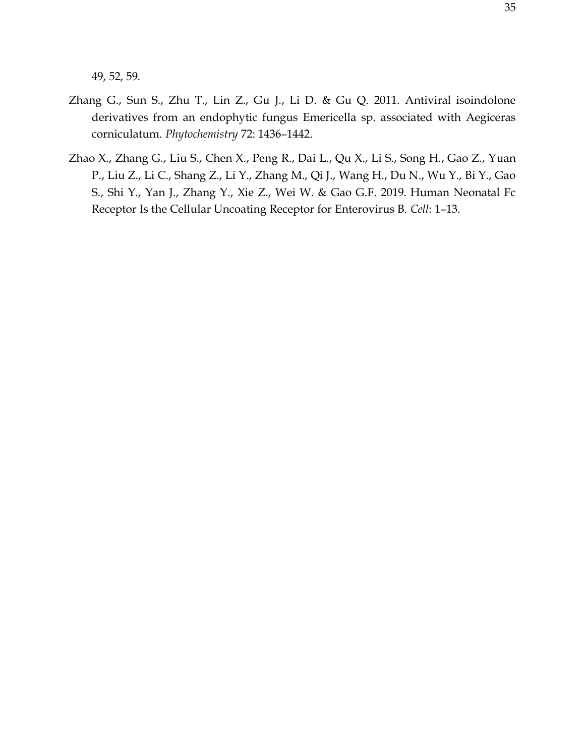49, 52, 59.

Zhang G., Sun S., Zhu T., Lin Z., Gu J., Li D. & Gu Q. 2011. Antiviral isoindolone derivatives from an endophytic fungus Emericella sp. associated with Aegiceras corniculatum. *Phytochemistry* 72: 1436–1442.

Zhao X., Zhang G., Liu S., Chen X., Peng R., Dai L., Qu X., Li S., Song H., Gao Z., Yuan P., Liu Z., Li C., Shang Z., Li Y., Zhang M., Qi J., Wang H., Du N., Wu Y., Bi Y., Gao S., Shi Y., Yan J., Zhang Y., Xie Z., Wei W. & Gao G.F. 2019. Human Neonatal Fc Receptor Is the Cellular Uncoating Receptor for Enterovirus B. *Cell*: 1–13.